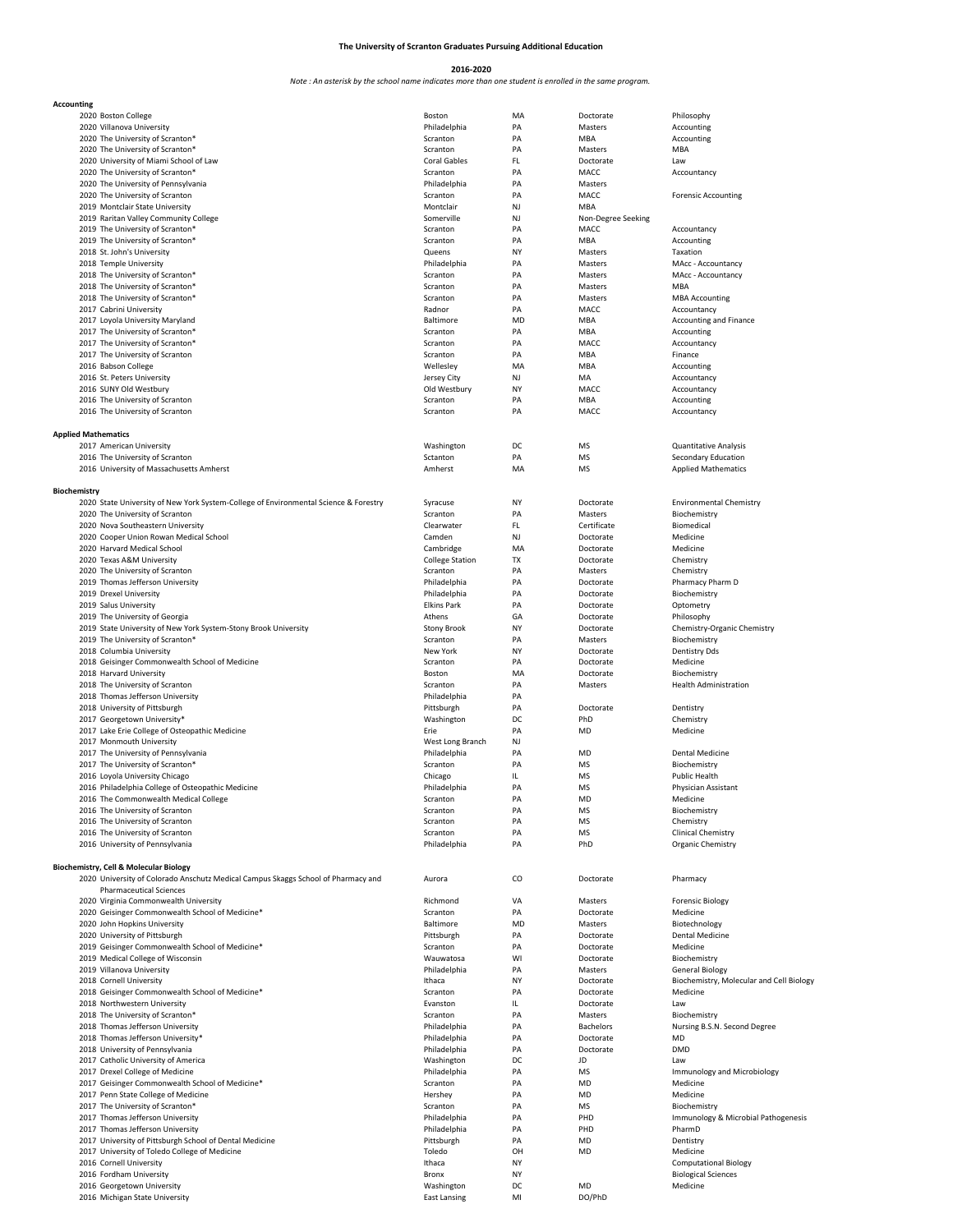# The University of Scranton Graduates Pursuing Additional Education

**2016-2020**

*Note : An asterisk by the school name indicates more than one student is enrolled in the same program.*

### Accounting

| Year | School | City | State | Degree | Program |
|---|---|---|---|---|---|
| 2020 | Boston College | Boston | MA | Doctorate | Philosophy |
| 2020 | Villanova University | Philadelphia | PA | Masters | Accounting |
| 2020 | The University of Scranton* | Scranton | PA | MBA | Accounting |
| 2020 | The University of Scranton* | Scranton | PA | Masters | MBA |
| 2020 | University of Miami School of Law | Coral Gables | FL | Doctorate | Law |
| 2020 | The University of Scranton* | Scranton | PA | MACC | Accountancy |
| 2020 | The University of Pennsylvania | Philadelphia | PA | Masters | |
| 2020 | The University of Scranton | Scranton | PA | MACC | Forensic Accounting |
| 2019 | Montclair State University | Montclair | NJ | MBA | |
| 2019 | Raritan Valley Community College | Somerville | NJ | Non-Degree Seeking | |
| 2019 | The University of Scranton* | Scranton | PA | MACC | Accountancy |
| 2019 | The University of Scranton* | Scranton | PA | MBA | Accounting |
| 2018 | St. John's University | Queens | NY | Masters | Taxation |
| 2018 | Temple University | Philadelphia | PA | Masters | MAcc - Accountancy |
| 2018 | The University of Scranton* | Scranton | PA | Masters | MAcc - Accountancy |
| 2018 | The University of Scranton* | Scranton | PA | Masters | MBA |
| 2018 | The University of Scranton* | Scranton | PA | Masters | MBA Accounting |
| 2017 | Cabrini University | Radnor | PA | MACC | Accountancy |
| 2017 | Loyola University Maryland | Baltimore | MD | MBA | Accounting and Finance |
| 2017 | The University of Scranton* | Scranton | PA | MBA | Accounting |
| 2017 | The University of Scranton* | Scranton | PA | MACC | Accountancy |
| 2017 | The University of Scranton | Scranton | PA | MBA | Finance |
| 2016 | Babson College | Wellesley | MA | MBA | Accounting |
| 2016 | St. Peters University | Jersey City | NJ | MA | Accountancy |
| 2016 | SUNY Old Westbury | Old Westbury | NY | MACC | Accountancy |
| 2016 | The University of Scranton | Scranton | PA | MBA | Accounting |
| 2016 | The University of Scranton | Scranton | PA | MACC | Accountancy |

### Applied Mathematics

| Year | School | City | State | Degree | Program |
|---|---|---|---|---|---|
| 2017 | American University | Washington | DC | MS | Quantitative Analysis |
| 2016 | The University of Scranton | Sctanton | PA | MS | Secondary Education |
| 2016 | University of Massachusetts Amherst | Amherst | MA | MS | Applied Mathematics |

### Biochemistry

| Year | School | City | State | Degree | Program |
|---|---|---|---|---|---|
| 2020 | State University of New York System-College of Environmental Science & Forestry | Syracuse | NY | Doctorate | Environmental Chemistry |
| 2020 | The University of Scranton | Scranton | PA | Masters | Biochemistry |
| 2020 | Nova Southeastern University | Clearwater | FL | Certificate | Biomedical |
| 2020 | Cooper Union Rowan Medical School | Camden | NJ | Doctorate | Medicine |
| 2020 | Harvard Medical School | Cambridge | MA | Doctorate | Medicine |
| 2020 | Texas A&M University | College Station | TX | Doctorate | Chemistry |
| 2020 | The University of Scranton | Scranton | PA | Masters | Chemistry |
| 2019 | Thomas Jefferson University | Philadelphia | PA | Doctorate | Pharmacy Pharm D |
| 2019 | Drexel University | Philadelphia | PA | Doctorate | Biochemistry |
| 2019 | Salus University | Elkins Park | PA | Doctorate | Optometry |
| 2019 | The University of Georgia | Athens | GA | Doctorate | Philosophy |
| 2019 | State University of New York System-Stony Brook University | Stony Brook | NY | Doctorate | Chemistry-Organic Chemistry |
| 2019 | The University of Scranton* | Scranton | PA | Masters | Biochemistry |
| 2018 | Columbia University | New York | NY | Doctorate | Dentistry Dds |
| 2018 | Geisinger Commonwealth School of Medicine | Scranton | PA | Doctorate | Medicine |
| 2018 | Harvard University | Boston | MA | Doctorate | Biochemistry |
| 2018 | The University of Scranton | Scranton | PA | Masters | Health Administration |
| 2018 | Thomas Jefferson University | Philadelphia | PA | | |
| 2018 | University of Pittsburgh | Pittsburgh | PA | Doctorate | Dentistry |
| 2017 | Georgetown University* | Washington | DC | PhD | Chemistry |
| 2017 | Lake Erie College of Osteopathic Medicine | Erie | PA | MD | Medicine |
| 2017 | Monmouth University | West Long Branch | NJ | | |
| 2017 | The University of Pennsylvania | Philadelphia | PA | MD | Dental Medicine |
| 2017 | The University of Scranton* | Scranton | PA | MS | Biochemistry |
| 2016 | Loyola University Chicago | Chicago | IL | MS | Public Health |
| 2016 | Philadelphia College of Osteopathic Medicine | Philadelphia | PA | MS | Physician Assistant |
| 2016 | The Commonwealth Medical College | Scranton | PA | MD | Medicine |
| 2016 | The University of Scranton | Scranton | PA | MS | Biochemistry |
| 2016 | The University of Scranton | Scranton | PA | MS | Chemistry |
| 2016 | The University of Scranton | Scranton | PA | MS | Clinical Chemistry |
| 2016 | University of Pennsylvania | Philadelphia | PA | PhD | Organic Chemistry |

### Biochemistry, Cell & Molecular Biology

| Year | School | City | State | Degree | Program |
|---|---|---|---|---|---|
| 2020 | University of Colorado Anschutz Medical Campus Skaggs School of Pharmacy and Pharmaceutical Sciences | Aurora | CO | Doctorate | Pharmacy |
| 2020 | Virginia Commonwealth University | Richmond | VA | Masters | Forensic Biology |
| 2020 | Geisinger Commonwealth School of Medicine* | Scranton | PA | Doctorate | Medicine |
| 2020 | John Hopkins University | Baltimore | MD | Masters | Biotechnology |
| 2020 | University of Pittsburgh | Pittsburgh | PA | Doctorate | Dental Medicine |
| 2019 | Geisinger Commonwealth School of Medicine* | Scranton | PA | Doctorate | Medicine |
| 2019 | Medical College of Wisconsin | Wauwatosa | WI | Doctorate | Biochemistry |
| 2019 | Villanova University | Philadelphia | PA | Masters | General Biology |
| 2018 | Cornell University | Ithaca | NY | Doctorate | Biochemistry, Molecular and Cell Biology |
| 2018 | Geisinger Commonwealth School of Medicine* | Scranton | PA | Doctorate | Medicine |
| 2018 | Northwestern University | Evanston | IL | Doctorate | Law |
| 2018 | The University of Scranton* | Scranton | PA | Masters | Biochemistry |
| 2018 | Thomas Jefferson University | Philadelphia | PA | Bachelors | Nursing B.S.N. Second Degree |
| 2018 | Thomas Jefferson University* | Philadelphia | PA | Doctorate | MD |
| 2018 | University of Pennsylvania | Philadelphia | PA | Doctorate | DMD |
| 2017 | Catholic University of America | Washington | DC | JD | Law |
| 2017 | Drexel College of Medicine | Philadelphia | PA | MS | Immunology and Microbiology |
| 2017 | Geisinger Commonwealth School of Medicine* | Scranton | PA | MD | Medicine |
| 2017 | Penn State College of Medicine | Hershey | PA | MD | Medicine |
| 2017 | The University of Scranton* | Scranton | PA | MS | Biochemistry |
| 2017 | Thomas Jefferson University | Philadelphia | PA | PHD | Immunology & Microbial Pathogenesis |
| 2017 | Thomas Jefferson University | Philadelphia | PA | PHD | PharmD |
| 2017 | University of Pittsburgh School of Dental Medicine | Pittsburgh | PA | MD | Dentistry |
| 2017 | University of Toledo College of Medicine | Toledo | OH | MD | Medicine |
| 2016 | Cornell University | Ithaca | NY | | Computational Biology |
| 2016 | Fordham University | Bronx | NY | | Biological Sciences |
| 2016 | Georgetown University | Washington | DC | MD | Medicine |
| 2016 | Michigan State University | East Lansing | MI | DO/PhD | |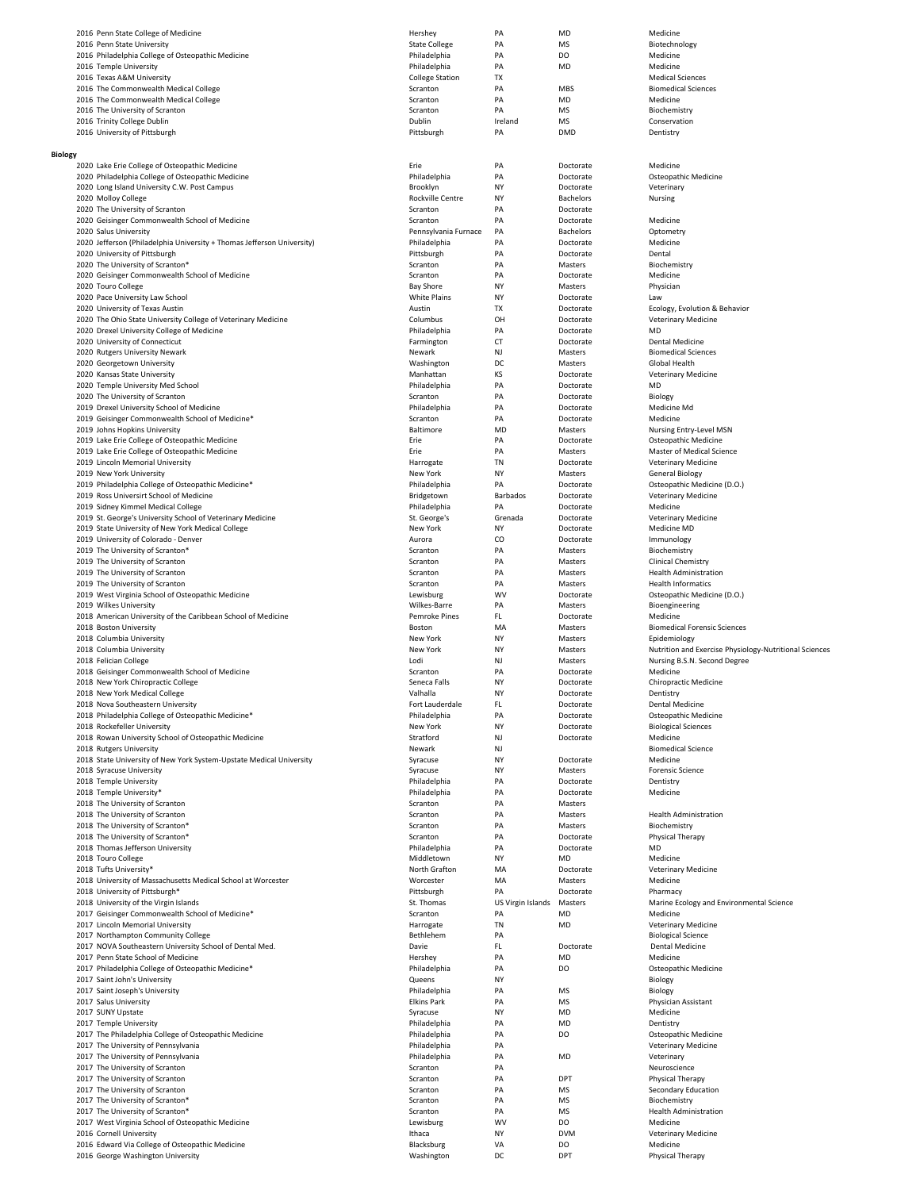| Year | Institution | City | State | Degree | Program |
|---|---|---|---|---|---|
| 2016 | Penn State College of Medicine | Hershey | PA | MD | Medicine |
| 2016 | Penn State University | State College | PA | MS | Biotechnology |
| 2016 | Philadelphia College of Osteopathic Medicine | Philadelphia | PA | DO | Medicine |
| 2016 | Temple University | Philadelphia | PA | MD | Medicine |
| 2016 | Texas A&M University | College Station | TX | | Medical Sciences |
| 2016 | The Commonwealth Medical College | Scranton | PA | MBS | Biomedical Sciences |
| 2016 | The Commonwealth Medical College | Scranton | PA | MD | Medicine |
| 2016 | The University of Scranton | Scranton | PA | MS | Biochemistry |
| 2016 | Trinity College Dublin | Dublin | Ireland | MS | Conservation |
| 2016 | University of Pittsburgh | Pittsburgh | PA | DMD | Dentistry |

**Biology**

| Year | Institution | City | State | Degree | Program |
|---|---|---|---|---|---|
| 2020 | Lake Erie College of Osteopathic Medicine | Erie | PA | Doctorate | Medicine |
| 2020 | Philadelphia College of Osteopathic Medicine | Philadelphia | PA | Doctorate | Osteopathic Medicine |
| 2020 | Long Island University C.W. Post Campus | Brooklyn | NY | Doctorate | Veterinary |
| 2020 | Molloy College | Rockville Centre | NY | Bachelors | Nursing |
| 2020 | The University of Scranton | Scranton | PA | Doctorate | |
| 2020 | Geisinger Commonwealth School of Medicine | Scranton | PA | Doctorate | Medicine |
| 2020 | Salus University | Pennsylvania Furnace | PA | Bachelors | Optometry |
| 2020 | Jefferson (Philadelphia University + Thomas Jefferson University) | Philadelphia | PA | Doctorate | Medicine |
| 2020 | University of Pittsburgh | Pittsburgh | PA | Doctorate | Dental |
| 2020 | The University of Scranton* | Scranton | PA | Masters | Biochemistry |
| 2020 | Geisinger Commonwealth School of Medicine | Scranton | PA | Doctorate | Medicine |
| 2020 | Touro College | Bay Shore | NY | Masters | Physician |
| 2020 | Pace University Law School | White Plains | NY | Doctorate | Law |
| 2020 | University of Texas Austin | Austin | TX | Doctorate | Ecology, Evolution & Behavior |
| 2020 | The Ohio State University College of Veterinary Medicine | Columbus | OH | Doctorate | Veterinary Medicine |
| 2020 | Drexel University College of Medicine | Philadelphia | PA | Doctorate | MD |
| 2020 | University of Connecticut | Farmington | CT | Doctorate | Dental Medicine |
| 2020 | Rutgers University Newark | Newark | NJ | Masters | Biomedical Sciences |
| 2020 | Georgetown University | Washington | DC | Masters | Global Health |
| 2020 | Kansas State University | Manhattan | KS | Doctorate | Veterinary Medicine |
| 2020 | Temple University Med School | Philadelphia | PA | Doctorate | MD |
| 2020 | The University of Scranton | Scranton | PA | Doctorate | Biology |
| 2019 | Drexel University School of Medicine | Philadelphia | PA | Doctorate | Medicine Md |
| 2019 | Geisinger Commonwealth School of Medicine* | Scranton | PA | Doctorate | Medicine |
| 2019 | Johns Hopkins University | Baltimore | MD | Masters | Nursing Entry-Level MSN |
| 2019 | Lake Erie College of Osteopathic Medicine | Erie | PA | Doctorate | Osteopathic Medicine |
| 2019 | Lake Erie College of Osteopathic Medicine | Erie | PA | Masters | Master of Medical Science |
| 2019 | Lincoln Memorial University | Harrogate | TN | Doctorate | Veterinary Medicine |
| 2019 | New York University | New York | NY | Masters | General Biology |
| 2019 | Philadelphia College of Osteopathic Medicine* | Philadelphia | PA | Doctorate | Osteopathic Medicine (D.O.) |
| 2019 | Ross Universirt School of Medicine | Bridgetown | Barbados | Doctorate | Veterinary Medicine |
| 2019 | Sidney Kimmel Medical College | Philadelphia | PA | Doctorate | Medicine |
| 2019 | St. George's University School of Veterinary Medicine | St. George's | Grenada | Doctorate | Veterinary Medicine |
| 2019 | State University of New York Medical College | New York | NY | Doctorate | Medicine MD |
| 2019 | University of Colorado - Denver | Aurora | CO | Doctorate | Immunology |
| 2019 | The University of Scranton* | Scranton | PA | Masters | Biochemistry |
| 2019 | The University of Scranton | Scranton | PA | Masters | Clinical Chemistry |
| 2019 | The University of Scranton | Scranton | PA | Masters | Health Administration |
| 2019 | The University of Scranton | Scranton | PA | Masters | Health Informatics |
| 2019 | West Virginia School of Osteopathic Medicine | Lewisburg | WV | Doctorate | Osteopathic Medicine (D.O.) |
| 2019 | Wilkes University | Wilkes-Barre | PA | Masters | Bioengineering |
| 2018 | American University of the Caribbean School of Medicine | Pemroke Pines | FL | Doctorate | Medicine |
| 2018 | Boston University | Boston | MA | Masters | Biomedical Forensic Sciences |
| 2018 | Columbia University | New York | NY | Masters | Epidemiology |
| 2018 | Columbia University | New York | NY | Masters | Nutrition and Exercise Physiology-Nutritional Sciences |
| 2018 | Felician College | Lodi | NJ | Masters | Nursing B.S.N. Second Degree |
| 2018 | Geisinger Commonwealth School of Medicine | Scranton | PA | Doctorate | Medicine |
| 2018 | New York Chiropractic College | Seneca Falls | NY | Doctorate | Chiropractic Medicine |
| 2018 | New York Medical College | Valhalla | NY | Doctorate | Dentistry |
| 2018 | Nova Southeastern University | Fort Lauderdale | FL | Doctorate | Dental Medicine |
| 2018 | Philadelphia College of Osteopathic Medicine* | Philadelphia | PA | Doctorate | Osteopathic Medicine |
| 2018 | Rockefeller University | New York | NY | Doctorate | Biological Sciences |
| 2018 | Rowan University School of Osteopathic Medicine | Stratford | NJ | Doctorate | Medicine |
| 2018 | Rutgers University | Newark | NJ | | Biomedical Science |
| 2018 | State University of New York System-Upstate Medical University | Syracuse | NY | Doctorate | Medicine |
| 2018 | Syracuse University | Syracuse | NY | Masters | Forensic Science |
| 2018 | Temple University | Philadelphia | PA | Doctorate | Dentistry |
| 2018 | Temple University* | Philadelphia | PA | Doctorate | Medicine |
| 2018 | The University of Scranton | Scranton | PA | Masters | |
| 2018 | The University of Scranton | Scranton | PA | Masters | Health Administration |
| 2018 | The University of Scranton* | Scranton | PA | Masters | Biochemistry |
| 2018 | The University of Scranton* | Scranton | PA | Doctorate | Physical Therapy |
| 2018 | Thomas Jefferson University | Philadelphia | PA | Doctorate | MD |
| 2018 | Touro College | Middletown | NY | MD | Medicine |
| 2018 | Tufts University* | North Grafton | MA | Doctorate | Veterinary Medicine |
| 2018 | University of Massachusetts Medical School at Worcester | Worcester | MA | Masters | Medicine |
| 2018 | University of Pittsburgh* | Pittsburgh | PA | Doctorate | Pharmacy |
| 2018 | University of the Virgin Islands | St. Thomas | US Virgin Islands | Masters | Marine Ecology and Environmental Science |
| 2017 | Geisinger Commonwealth School of Medicine* | Scranton | PA | MD | Medicine |
| 2017 | Lincoln Memorial University | Harrogate | TN | MD | Veterinary Medicine |
| 2017 | Northampton Community College | Bethlehem | PA | | Biological Science |
| 2017 | NOVA Southeastern University School of Dental Med. | Davie | FL | Doctorate | Dental Medicine |
| 2017 | Penn State School of Medicine | Hershey | PA | MD | Medicine |
| 2017 | Philadelphia College of Osteopathic Medicine* | Philadelphia | PA | DO | Osteopathic Medicine |
| 2017 | Saint John's University | Queens | NY | | Biology |
| 2017 | Saint Joseph's University | Philadelphia | PA | MS | Biology |
| 2017 | Salus University | Elkins Park | PA | MS | Physician Assistant |
| 2017 | SUNY Upstate | Syracuse | NY | MD | Medicine |
| 2017 | Temple University | Philadelphia | PA | MD | Dentistry |
| 2017 | The Philadelphia College of Osteopathic Medicine | Philadelphia | PA | DO | Osteopathic Medicine |
| 2017 | The University of Pennsylvania | Philadelphia | PA | | Veterinary Medicine |
| 2017 | The University of Pennsylvania | Philadelphia | PA | MD | Veterinary |
| 2017 | The University of Scranton | Scranton | PA | | Neuroscience |
| 2017 | The University of Scranton | Scranton | PA | DPT | Physical Therapy |
| 2017 | The University of Scranton | Scranton | PA | MS | Secondary Education |
| 2017 | The University of Scranton* | Scranton | PA | MS | Biochemistry |
| 2017 | The University of Scranton* | Scranton | PA | MS | Health Administration |
| 2017 | West Virginia School of Osteopathic Medicine | Lewisburg | WV | DO | Medicine |
| 2016 | Cornell University | Ithaca | NY | DVM | Veterinary Medicine |
| 2016 | Edward Via College of Osteopathic Medicine | Blacksburg | VA | DO | Medicine |
| 2016 | George Washington University | Washington | DC | DPT | Physical Therapy |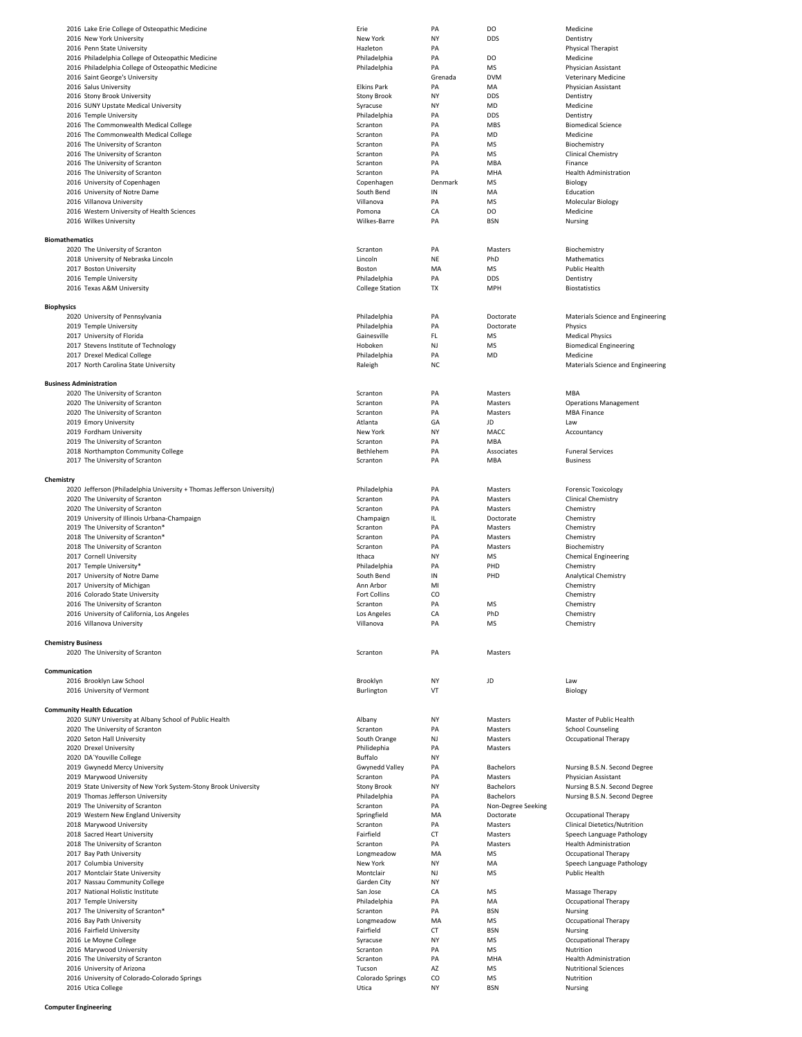| Year | Institution | City | State | Degree | Field |
|---|---|---|---|---|---|
| 2016 | Lake Erie College of Osteopathic Medicine | Erie | PA | DO | Medicine |
| 2016 | New York University | New York | NY | DDS | Dentistry |
| 2016 | Penn State University | Hazleton | PA | | Physical Therapist |
| 2016 | Philadelphia College of Osteopathic Medicine | Philadelphia | PA | DO | Medicine |
| 2016 | Philadelphia College of Osteopathic Medicine | Philadelphia | PA | MS | Physician Assistant |
| 2016 | Saint George's University | | Grenada | DVM | Veterinary Medicine |
| 2016 | Salus University | Elkins Park | PA | MA | Physician Assistant |
| 2016 | Stony Brook University | Stony Brook | NY | DDS | Dentistry |
| 2016 | SUNY Upstate Medical University | Syracuse | NY | MD | Medicine |
| 2016 | Temple University | Philadelphia | PA | DDS | Dentistry |
| 2016 | The Commonwealth Medical College | Scranton | PA | MBS | Biomedical Science |
| 2016 | The Commonwealth Medical College | Scranton | PA | MD | Medicine |
| 2016 | The University of Scranton | Scranton | PA | MS | Biochemistry |
| 2016 | The University of Scranton | Scranton | PA | MS | Clinical Chemistry |
| 2016 | The University of Scranton | Scranton | PA | MBA | Finance |
| 2016 | The University of Scranton | Scranton | PA | MHA | Health Administration |
| 2016 | University of Copenhagen | Copenhagen | Denmark | MS | Biology |
| 2016 | University of Notre Dame | South Bend | IN | MA | Education |
| 2016 | Villanova University | Villanova | PA | MS | Molecular Biology |
| 2016 | Western University of Health Sciences | Pomona | CA | DO | Medicine |
| 2016 | Wilkes University | Wilkes-Barre | PA | BSN | Nursing |

**Biomathematics**

| Year | Institution | City | State | Degree | Field |
|---|---|---|---|---|---|
| 2020 | The University of Scranton | Scranton | PA | Masters | Biochemistry |
| 2018 | University of Nebraska Lincoln | Lincoln | NE | PhD | Mathematics |
| 2017 | Boston University | Boston | MA | MS | Public Health |
| 2016 | Temple University | Philadelphia | PA | DDS | Dentistry |
| 2016 | Texas A&M University | College Station | TX | MPH | Biostatistics |

**Biophysics**

| Year | Institution | City | State | Degree | Field |
|---|---|---|---|---|---|
| 2020 | University of Pennsylvania | Philadelphia | PA | Doctorate | Materials Science and Engineering |
| 2019 | Temple University | Philadelphia | PA | Doctorate | Physics |
| 2017 | University of Florida | Gainesville | FL | MS | Medical Physics |
| 2017 | Stevens Institute of Technology | Hoboken | NJ | MS | Biomedical Engineering |
| 2017 | Drexel Medical College | Philadelphia | PA | MD | Medicine |
| 2017 | North Carolina State University | Raleigh | NC | | Materials Science and Engineering |

**Business Administration**

| Year | Institution | City | State | Degree | Field |
|---|---|---|---|---|---|
| 2020 | The University of Scranton | Scranton | PA | Masters | MBA |
| 2020 | The University of Scranton | Scranton | PA | Masters | Operations Management |
| 2020 | The University of Scranton | Scranton | PA | Masters | MBA Finance |
| 2019 | Emory University | Atlanta | GA | JD | Law |
| 2019 | Fordham University | New York | NY | MACC | Accountancy |
| 2019 | The University of Scranton | Scranton | PA | MBA | |
| 2018 | Northampton Community College | Bethlehem | PA | Associates | Funeral Services |
| 2017 | The University of Scranton | Scranton | PA | MBA | Business |

**Chemistry**

| Year | Institution | City | State | Degree | Field |
|---|---|---|---|---|---|
| 2020 | Jefferson (Philadelphia University + Thomas Jefferson University) | Philadelphia | PA | Masters | Forensic Toxicology |
| 2020 | The University of Scranton | Scranton | PA | Masters | Clinical Chemistry |
| 2020 | The University of Scranton | Scranton | PA | Masters | Chemistry |
| 2019 | University of Illinois Urbana-Champaign | Champaign | IL | Doctorate | Chemistry |
| 2019 | The University of Scranton* | Scranton | PA | Masters | Chemistry |
| 2018 | The University of Scranton* | Scranton | PA | Masters | Chemistry |
| 2018 | The University of Scranton | Scranton | PA | Masters | Biochemistry |
| 2017 | Cornell University | Ithaca | NY | MS | Chemical Engineering |
| 2017 | Temple University* | Philadelphia | PA | PHD | Chemistry |
| 2017 | University of Notre Dame | South Bend | IN | PHD | Analytical Chemistry |
| 2017 | University of Michigan | Ann Arbor | MI | | Chemistry |
| 2016 | Colorado State University | Fort Collins | CO | | Chemistry |
| 2016 | The University of Scranton | Scranton | PA | MS | Chemistry |
| 2016 | University of California, Los Angeles | Los Angeles | CA | PhD | Chemistry |
| 2016 | Villanova University | Villanova | PA | MS | Chemistry |

**Chemistry Business**

| Year | Institution | City | State | Degree | Field |
|---|---|---|---|---|---|
| 2020 | The University of Scranton | Scranton | PA | Masters | |

**Communication**

| Year | Institution | City | State | Degree | Field |
|---|---|---|---|---|---|
| 2016 | Brooklyn Law School | Brooklyn | NY | JD | Law |
| 2016 | University of Vermont | Burlington | VT | | Biology |

**Community Health Education**

| Year | Institution | City | State | Degree | Field |
|---|---|---|---|---|---|
| 2020 | SUNY University at Albany School of Public Health | Albany | NY | Masters | Master of Public Health |
| 2020 | The University of Scranton | Scranton | PA | Masters | School Counseling |
| 2020 | Seton Hall University | South Orange | NJ | Masters | Occupational Therapy |
| 2020 | Drexel University | Philidephia | PA | Masters | |
| 2020 | DA`Youville College | Buffalo | NY | | |
| 2019 | Gwynedd Mercy University | Gwynedd Valley | PA | Bachelors | Nursing B.S.N. Second Degree |
| 2019 | Marywood University | Scranton | PA | Masters | Physician Assistant |
| 2019 | State University of New York System-Stony Brook University | Stony Brook | NY | Bachelors | Nursing B.S.N. Second Degree |
| 2019 | Thomas Jefferson University | Philadelphia | PA | Bachelors | Nursing B.S.N. Second Degree |
| 2019 | The University of Scranton | Scranton | PA | Non-Degree Seeking | |
| 2019 | Western New England University | Springfield | MA | Doctorate | Occupational Therapy |
| 2018 | Marywood University | Scranton | PA | Masters | Clinical Dietetics/Nutrition |
| 2018 | Sacred Heart University | Fairfield | CT | Masters | Speech Language Pathology |
| 2018 | The University of Scranton | Scranton | PA | Masters | Health Administration |
| 2017 | Bay Path University | Longmeadow | MA | MS | Occupational Therapy |
| 2017 | Columbia University | New York | NY | MA | Speech Language Pathology |
| 2017 | Montclair State University | Montclair | NJ | MS | Public Health |
| 2017 | Nassau Community College | Garden City | NY | | |
| 2017 | National Holistic Institute | San Jose | CA | MS | Massage Therapy |
| 2017 | Temple University | Philadelphia | PA | MA | Occupational Therapy |
| 2017 | The University of Scranton* | Scranton | PA | BSN | Nursing |
| 2016 | Bay Path University | Longmeadow | MA | MS | Occupational Therapy |
| 2016 | Fairfield University | Fairfield | CT | BSN | Nursing |
| 2016 | Le Moyne College | Syracuse | NY | MS | Occupational Therapy |
| 2016 | Marywood University | Scranton | PA | MS | Nutrition |
| 2016 | The University of Scranton | Scranton | PA | MHA | Health Administration |
| 2016 | University of Arizona | Tucson | AZ | MS | Nutritional Sciences |
| 2016 | University of Colorado-Colorado Springs | Colorado Springs | CO | MS | Nutrition |
| 2016 | Utica College | Utica | NY | BSN | Nursing |

**Computer Engineering**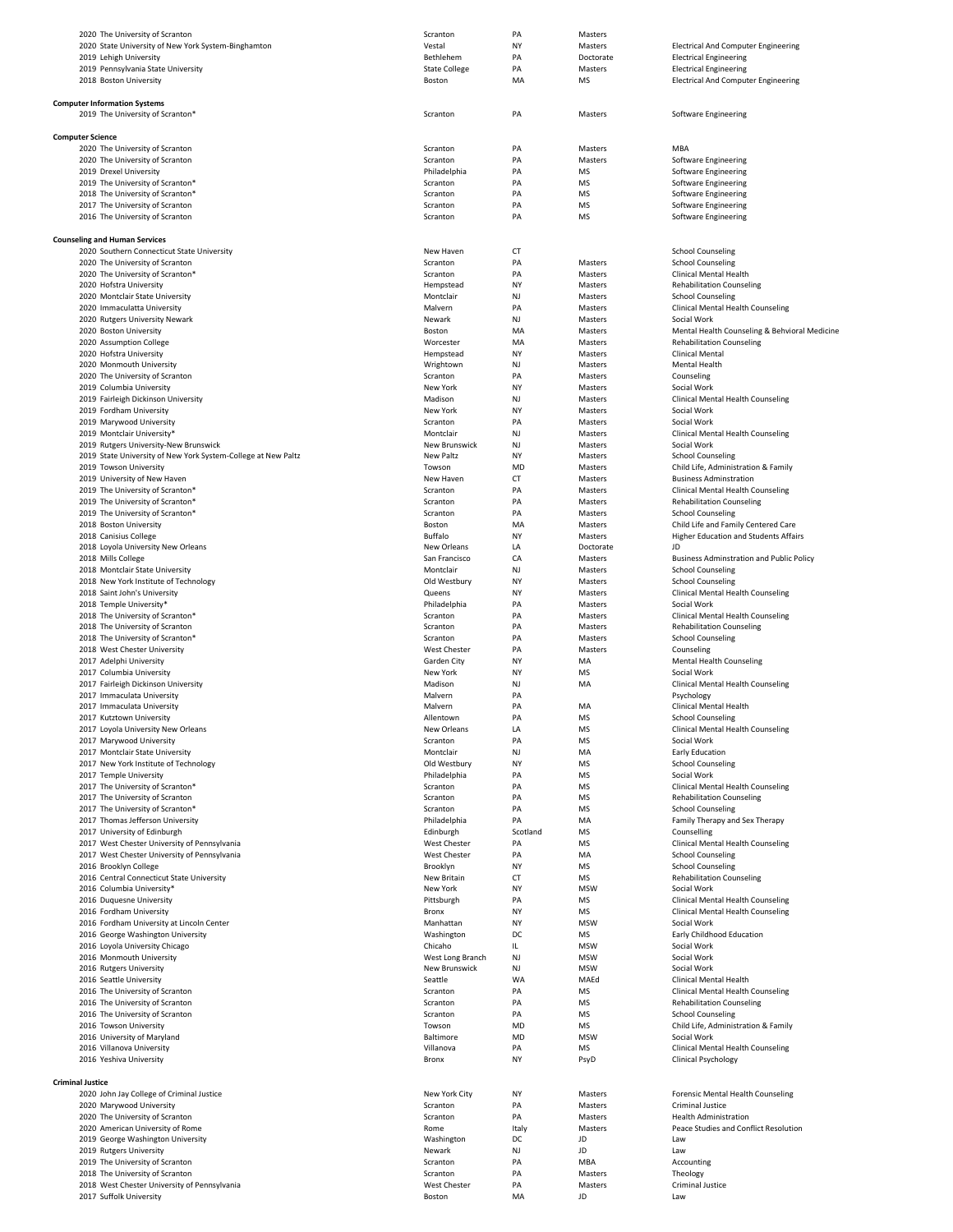| Year | Institution | City | State | Degree | Program |
|---|---|---|---|---|---|
| 2020 | The University of Scranton | Scranton | PA | Masters | |
| 2020 | State University of New York System-Binghamton | Vestal | NY | Masters | Electrical And Computer Engineering |
| 2019 | Lehigh University | Bethlehem | PA | Doctorate | Electrical Engineering |
| 2019 | Pennsylvania State University | State College | PA | Masters | Electrical Engineering |
| 2018 | Boston University | Boston | MA | MS | Electrical And Computer Engineering |

**Computer Information Systems**

| Year | Institution | City | State | Degree | Program |
|---|---|---|---|---|---|
| 2019 | The University of Scranton* | Scranton | PA | Masters | Software Engineering |

**Computer Science**

| Year | Institution | City | State | Degree | Program |
|---|---|---|---|---|---|
| 2020 | The University of Scranton | Scranton | PA | Masters | MBA |
| 2020 | The University of Scranton | Scranton | PA | Masters | Software Engineering |
| 2019 | Drexel University | Philadelphia | PA | MS | Software Engineering |
| 2019 | The University of Scranton* | Scranton | PA | MS | Software Engineering |
| 2018 | The University of Scranton* | Scranton | PA | MS | Software Engineering |
| 2017 | The University of Scranton | Scranton | PA | MS | Software Engineering |
| 2016 | The University of Scranton | Scranton | PA | MS | Software Engineering |

**Counseling and Human Services**

| Year | Institution | City | State | Degree | Program |
|---|---|---|---|---|---|
| 2020 | Southern Connecticut State University | New Haven | CT | | School Counseling |
| 2020 | The University of Scranton | Scranton | PA | Masters | School Counseling |
| 2020 | The University of Scranton* | Scranton | PA | Masters | Clinical Mental Health |
| 2020 | Hofstra University | Hempstead | NY | Masters | Rehabilitation Counseling |
| 2020 | Montclair State University | Montclair | NJ | Masters | School Counseling |
| 2020 | Immaculatta University | Malvern | PA | Masters | Clinical Mental Health Counseling |
| 2020 | Rutgers University Newark | Newark | NJ | Masters | Social Work |
| 2020 | Boston University | Boston | MA | Masters | Mental Health Counseling & Behvioral Medicine |
| 2020 | Assumption College | Worcester | MA | Masters | Rehabilitation Counseling |
| 2020 | Hofstra University | Hempstead | NY | Masters | Clinical Mental |
| 2020 | Monmouth University | Wrightown | NJ | Masters | Mental Health |
| 2020 | The University of Scranton | Scranton | PA | Masters | Counseling |
| 2019 | Columbia University | New York | NY | Masters | Social Work |
| 2019 | Fairleigh Dickinson University | Madison | NJ | Masters | Clinical Mental Health Counseling |
| 2019 | Fordham University | New York | NY | Masters | Social Work |
| 2019 | Marywood University | Scranton | PA | Masters | Social Work |
| 2019 | Montclair University* | Montclair | NJ | Masters | Clinical Mental Health Counseling |
| 2019 | Rutgers University-New Brunswick | New Brunswick | NJ | Masters | Social Work |
| 2019 | State University of New York System-College at New Paltz | New Paltz | NY | Masters | School Counseling |
| 2019 | Towson University | Towson | MD | Masters | Child Life, Administration & Family |
| 2019 | University of New Haven | New Haven | CT | Masters | Business Adminstration |
| 2019 | The University of Scranton* | Scranton | PA | Masters | Clinical Mental Health Counseling |
| 2019 | The University of Scranton* | Scranton | PA | Masters | Rehabilitation Counseling |
| 2019 | The University of Scranton* | Scranton | PA | Masters | School Counseling |
| 2018 | Boston University | Boston | MA | Masters | Child Life and Family Centered Care |
| 2018 | Canisius College | Buffalo | NY | Masters | Higher Education and Students Affairs |
| 2018 | Loyola University New Orleans | New Orleans | LA | Doctorate | JD |
| 2018 | Mills College | San Francisco | CA | Masters | Business Adminstration and Public Policy |
| 2018 | Montclair State University | Montclair | NJ | Masters | School Counseling |
| 2018 | New York Institute of Technology | Old Westbury | NY | Masters | School Counseling |
| 2018 | Saint John's University | Queens | NY | Masters | Clinical Mental Health Counseling |
| 2018 | Temple University* | Philadelphia | PA | Masters | Social Work |
| 2018 | The University of Scranton* | Scranton | PA | Masters | Clinical Mental Health Counseling |
| 2018 | The University of Scranton | Scranton | PA | Masters | Rehabilitation Counseling |
| 2018 | The University of Scranton* | Scranton | PA | Masters | School Counseling |
| 2018 | West Chester University | West Chester | PA | Masters | Counseling |
| 2017 | Adelphi University | Garden City | NY | MA | Mental Health Counseling |
| 2017 | Columbia University | New York | NY | MS | Social Work |
| 2017 | Fairleigh Dickinson University | Madison | NJ | MA | Clinical Mental Health Counseling |
| 2017 | Immaculata University | Malvern | PA | | Psychology |
| 2017 | Immaculata University | Malvern | PA | MA | Clinical Mental Health |
| 2017 | Kutztown University | Allentown | PA | MS | School Counseling |
| 2017 | Loyola University New Orleans | New Orleans | LA | MS | Clinical Mental Health Counseling |
| 2017 | Marywood University | Scranton | PA | MS | Social Work |
| 2017 | Montclair State University | Montclair | NJ | MA | Early Education |
| 2017 | New York Institute of Technology | Old Westbury | NY | MS | School Counseling |
| 2017 | Temple University | Philadelphia | PA | MS | Social Work |
| 2017 | The University of Scranton* | Scranton | PA | MS | Clinical Mental Health Counseling |
| 2017 | The University of Scranton | Scranton | PA | MS | Rehabilitation Counseling |
| 2017 | The University of Scranton* | Scranton | PA | MS | School Counseling |
| 2017 | Thomas Jefferson University | Philadelphia | PA | MA | Family Therapy and Sex Therapy |
| 2017 | University of Edinburgh | Edinburgh | Scotland | MS | Counselling |
| 2017 | West Chester University of Pennsylvania | West Chester | PA | MS | Clinical Mental Health Counseling |
| 2017 | West Chester University of Pennsylvania | West Chester | PA | MA | School Counseling |
| 2016 | Brooklyn College | Brooklyn | NY | MS | School Counseling |
| 2016 | Central Connecticut State University | New Britain | CT | MS | Rehabilitation Counseling |
| 2016 | Columbia University* | New York | NY | MSW | Social Work |
| 2016 | Duquesne University | Pittsburgh | PA | MS | Clinical Mental Health Counseling |
| 2016 | Fordham University | Bronx | NY | MS | Clinical Mental Health Counseling |
| 2016 | Fordham University at Lincoln Center | Manhattan | NY | MSW | Social Work |
| 2016 | George Washington University | Washington | DC | MS | Early Childhood Education |
| 2016 | Loyola University Chicago | Chicaho | IL | MSW | Social Work |
| 2016 | Monmouth University | West Long Branch | NJ | MSW | Social Work |
| 2016 | Rutgers University | New Brunswick | NJ | MSW | Social Work |
| 2016 | Seattle University | Seattle | WA | MAEd | Clinical Mental Health |
| 2016 | The University of Scranton | Scranton | PA | MS | Clinical Mental Health Counseling |
| 2016 | The University of Scranton | Scranton | PA | MS | Rehabilitation Counseling |
| 2016 | The University of Scranton | Scranton | PA | MS | School Counseling |
| 2016 | Towson University | Towson | MD | MS | Child Life, Administration & Family |
| 2016 | University of Maryland | Baltimore | MD | MSW | Social Work |
| 2016 | Villanova University | Villanova | PA | MS | Clinical Mental Health Counseling |
| 2016 | Yeshiva University | Bronx | NY | PsyD | Clinical Psychology |

**Criminal Justice**

| Year | Institution | City | State | Degree | Program |
|---|---|---|---|---|---|
| 2020 | John Jay College of Criminal Justice | New York City | NY | Masters | Forensic Mental Health Counseling |
| 2020 | Marywood University | Scranton | PA | Masters | Criminal Justice |
| 2020 | The University of Scranton | Scranton | PA | Masters | Health Administration |
| 2020 | American University of Rome | Rome | Italy | Masters | Peace Studies and Conflict Resolution |
| 2019 | George Washington University | Washington | DC | JD | Law |
| 2019 | Rutgers University | Newark | NJ | JD | Law |
| 2019 | The University of Scranton | Scranton | PA | MBA | Accounting |
| 2018 | The University of Scranton | Scranton | PA | Masters | Theology |
| 2018 | West Chester University of Pennsylvania | West Chester | PA | Masters | Criminal Justice |
| 2017 | Suffolk University | Boston | MA | JD | Law |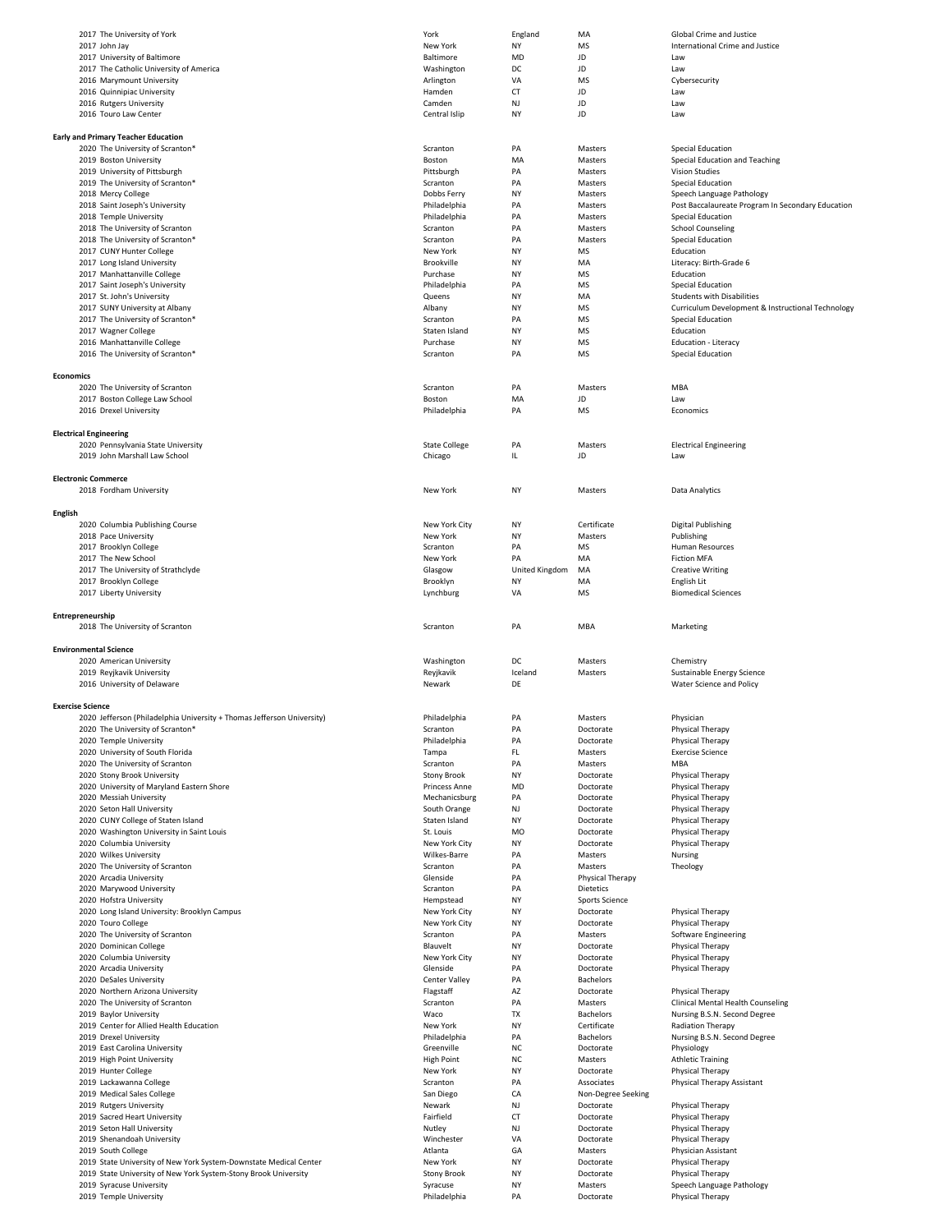| Year | Institution | City | State | Degree | Program |
|---|---|---|---|---|---|
| 2017 | The University of York | York | England | MA | Global Crime and Justice |
| 2017 | John Jay | New York | NY | MS | International Crime and Justice |
| 2017 | University of Baltimore | Baltimore | MD | JD | Law |
| 2017 | The Catholic University of America | Washington | DC | JD | Law |
| 2016 | Marymount University | Arlington | VA | MS | Cybersecurity |
| 2016 | Quinnipiac University | Hamden | CT | JD | Law |
| 2016 | Rutgers University | Camden | NJ | JD | Law |
| 2016 | Touro Law Center | Central Islip | NY | JD | Law |

**Early and Primary Teacher Education**

| Year | Institution | City | State | Degree | Program |
|---|---|---|---|---|---|
| 2020 | The University of Scranton* | Scranton | PA | Masters | Special Education |
| 2019 | Boston University | Boston | MA | Masters | Special Education and Teaching |
| 2019 | University of Pittsburgh | Pittsburgh | PA | Masters | Vision Studies |
| 2019 | The University of Scranton* | Scranton | PA | Masters | Special Education |
| 2018 | Mercy College | Dobbs Ferry | NY | Masters | Speech Language Pathology |
| 2018 | Saint Joseph's University | Philadelphia | PA | Masters | Post Baccalaureate Program In Secondary Education |
| 2018 | Temple University | Philadelphia | PA | Masters | Special Education |
| 2018 | The University of Scranton | Scranton | PA | Masters | School Counseling |
| 2018 | The University of Scranton* | Scranton | PA | Masters | Special Education |
| 2017 | CUNY Hunter College | New York | NY | MS | Education |
| 2017 | Long Island University | Brookville | NY | MA | Literacy: Birth-Grade 6 |
| 2017 | Manhattanville College | Purchase | NY | MS | Education |
| 2017 | Saint Joseph's University | Philadelphia | PA | MS | Special Education |
| 2017 | St. John's University | Queens | NY | MA | Students with Disabilities |
| 2017 | SUNY University at Albany | Albany | NY | MS | Curriculum Development & Instructional Technology |
| 2017 | The University of Scranton* | Scranton | PA | MS | Special Education |
| 2017 | Wagner College | Staten Island | NY | MS | Education |
| 2016 | Manhattanville College | Purchase | NY | MS | Education - Literacy |
| 2016 | The University of Scranton* | Scranton | PA | MS | Special Education |

**Economics**

| Year | Institution | City | State | Degree | Program |
|---|---|---|---|---|---|
| 2020 | The University of Scranton | Scranton | PA | Masters | MBA |
| 2017 | Boston College Law School | Boston | MA | JD | Law |
| 2016 | Drexel University | Philadelphia | PA | MS | Economics |

**Electrical Engineering**

| Year | Institution | City | State | Degree | Program |
|---|---|---|---|---|---|
| 2020 | Pennsylvania State University | State College | PA | Masters | Electrical Engineering |
| 2019 | John Marshall Law School | Chicago | IL | JD | Law |

**Electronic Commerce**

| Year | Institution | City | State | Degree | Program |
|---|---|---|---|---|---|
| 2018 | Fordham University | New York | NY | Masters | Data Analytics |

**English**

| Year | Institution | City | State | Degree | Program |
|---|---|---|---|---|---|
| 2020 | Columbia Publishing Course | New York City | NY | Certificate | Digital Publishing |
| 2018 | Pace University | New York | NY | Masters | Publishing |
| 2017 | Brooklyn College | Scranton | PA | MS | Human Resources |
| 2017 | The New School | New York | PA | MA | Fiction MFA |
| 2017 | The University of Strathclyde | Glasgow | United Kingdom | MA | Creative Writing |
| 2017 | Brooklyn College | Brooklyn | NY | MA | English Lit |
| 2017 | Liberty University | Lynchburg | VA | MS | Biomedical Sciences |

**Entrepreneurship**

| Year | Institution | City | State | Degree | Program |
|---|---|---|---|---|---|
| 2018 | The University of Scranton | Scranton | PA | MBA | Marketing |

**Environmental Science**

| Year | Institution | City | State | Degree | Program |
|---|---|---|---|---|---|
| 2020 | American University | Washington | DC | Masters | Chemistry |
| 2019 | Reyjkavik University | Reyjkavik | Iceland | Masters | Sustainable Energy Science |
| 2016 | University of Delaware | Newark | DE | | Water Science and Policy |

**Exercise Science**

| Year | Institution | City | State | Degree | Program |
|---|---|---|---|---|---|
| 2020 | Jefferson (Philadelphia University + Thomas Jefferson University) | Philadelphia | PA | Masters | Physician |
| 2020 | The University of Scranton* | Scranton | PA | Doctorate | Physical Therapy |
| 2020 | Temple University | Philadelphia | PA | Doctorate | Physical Therapy |
| 2020 | University of South Florida | Tampa | FL | Masters | Exercise Science |
| 2020 | The University of Scranton | Scranton | PA | Masters | MBA |
| 2020 | Stony Brook University | Stony Brook | NY | Doctorate | Physical Therapy |
| 2020 | University of Maryland Eastern Shore | Princess Anne | MD | Doctorate | Physical Therapy |
| 2020 | Messiah University | Mechanicsburg | PA | Doctorate | Physical Therapy |
| 2020 | Seton Hall University | South Orange | NJ | Doctorate | Physical Therapy |
| 2020 | CUNY College of Staten Island | Staten Island | NY | Doctorate | Physical Therapy |
| 2020 | Washington University in Saint Louis | St. Louis | MO | Doctorate | Physical Therapy |
| 2020 | Columbia University | New York City | NY | Doctorate | Physical Therapy |
| 2020 | Wilkes University | Wilkes-Barre | PA | Masters | Nursing |
| 2020 | The University of Scranton | Scranton | PA | Masters | Theology |
| 2020 | Arcadia University | Glenside | PA | Physical Therapy | |
| 2020 | Marywood University | Scranton | PA | Dietetics | |
| 2020 | Hofstra University | Hempstead | NY | Sports Science | |
| 2020 | Long Island University: Brooklyn Campus | New York City | NY | Doctorate | Physical Therapy |
| 2020 | Touro College | New York City | NY | Doctorate | Physical Therapy |
| 2020 | The University of Scranton | Scranton | PA | Masters | Software Engineering |
| 2020 | Dominican College | Blauvelt | NY | Doctorate | Physical Therapy |
| 2020 | Columbia University | New York City | NY | Doctorate | Physical Therapy |
| 2020 | Arcadia University | Glenside | PA | Doctorate | Physical Therapy |
| 2020 | DeSales University | Center Valley | PA | Bachelors | |
| 2020 | Northern Arizona University | Flagstaff | AZ | Doctorate | Physical Therapy |
| 2020 | The University of Scranton | Scranton | PA | Masters | Clinical Mental Health Counseling |
| 2019 | Baylor University | Waco | TX | Bachelors | Nursing B.S.N. Second Degree |
| 2019 | Center for Allied Health Education | New York | NY | Certificate | Radiation Therapy |
| 2019 | Drexel University | Philadelphia | PA | Bachelors | Nursing B.S.N. Second Degree |
| 2019 | East Carolina University | Greenville | NC | Doctorate | Physiology |
| 2019 | High Point University | High Point | NC | Masters | Athletic Training |
| 2019 | Hunter College | New York | NY | Doctorate | Physical Therapy |
| 2019 | Lackawanna College | Scranton | PA | Associates | Physical Therapy Assistant |
| 2019 | Medical Sales College | San Diego | CA | Non-Degree Seeking | |
| 2019 | Rutgers University | Newark | NJ | Doctorate | Physical Therapy |
| 2019 | Sacred Heart University | Fairfield | CT | Doctorate | Physical Therapy |
| 2019 | Seton Hall University | Nutley | NJ | Doctorate | Physical Therapy |
| 2019 | Shenandoah University | Winchester | VA | Doctorate | Physical Therapy |
| 2019 | South College | Atlanta | GA | Masters | Physician Assistant |
| 2019 | State University of New York System-Downstate Medical Center | New York | NY | Doctorate | Physical Therapy |
| 2019 | State University of New York System-Stony Brook University | Stony Brook | NY | Doctorate | Physical Therapy |
| 2019 | Syracuse University | Syracuse | NY | Masters | Speech Language Pathology |
| 2019 | Temple University | Philadelphia | PA | Doctorate | Physical Therapy |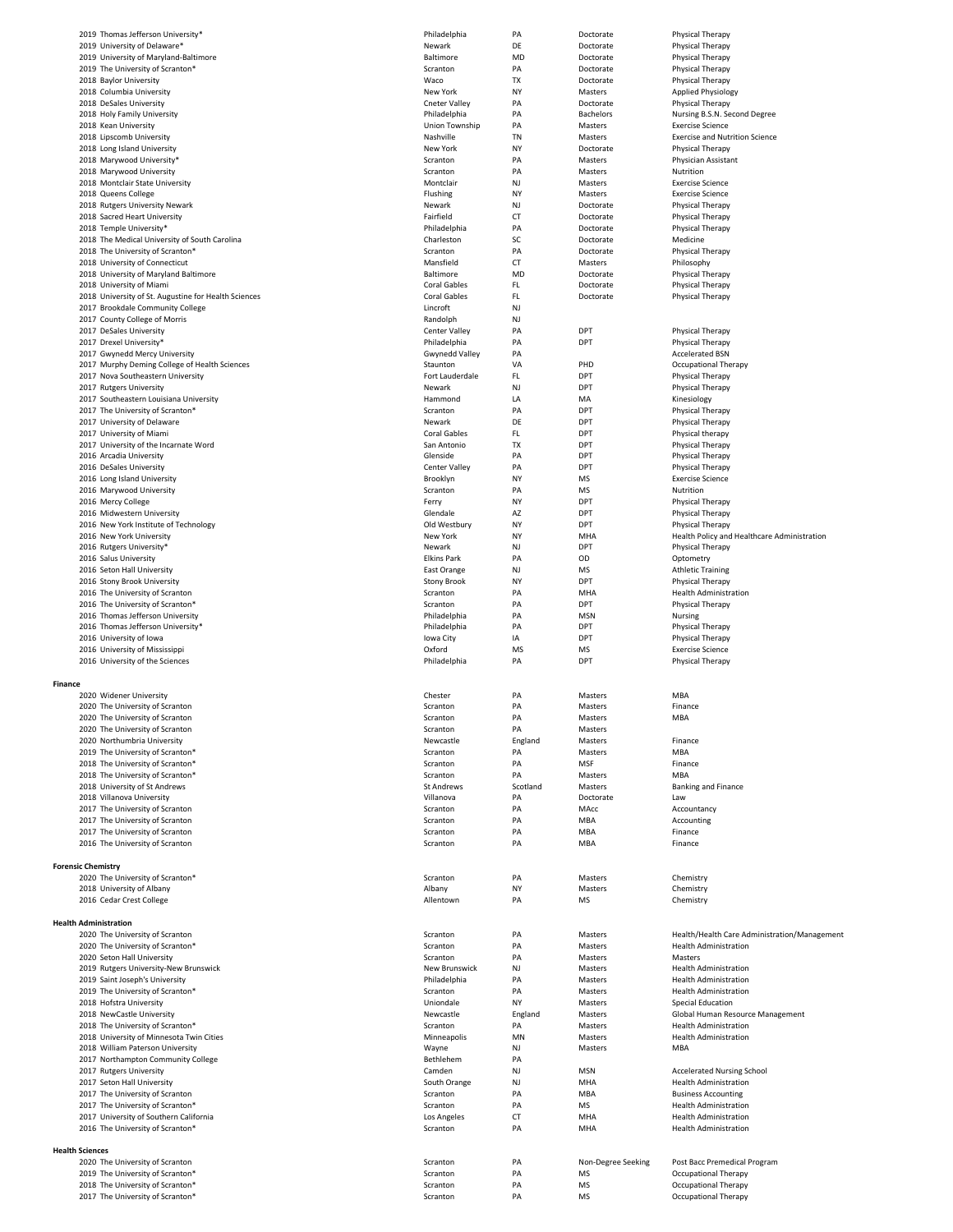| Year | Institution | City | State | Degree | Program |
|---|---|---|---|---|---|
| 2019 | Thomas Jefferson University* | Philadelphia | PA | Doctorate | Physical Therapy |
| 2019 | University of Delaware* | Newark | DE | Doctorate | Physical Therapy |
| 2019 | University of Maryland-Baltimore | Baltimore | MD | Doctorate | Physical Therapy |
| 2019 | The University of Scranton* | Scranton | PA | Doctorate | Physical Therapy |
| 2018 | Baylor University | Waco | TX | Doctorate | Physical Therapy |
| 2018 | Columbia University | New York | NY | Masters | Applied Physiology |
| 2018 | DeSales University | Cneter Valley | PA | Doctorate | Physical Therapy |
| 2018 | Holy Family University | Philadelphia | PA | Bachelors | Nursing B.S.N. Second Degree |
| 2018 | Kean University | Union Township | PA | Masters | Exercise Science |
| 2018 | Lipscomb University | Nashville | TN | Masters | Exercise and Nutrition Science |
| 2018 | Long Island University | New York | NY | Doctorate | Physical Therapy |
| 2018 | Marywood University* | Scranton | PA | Masters | Physician Assistant |
| 2018 | Marywood University | Scranton | PA | Masters | Nutrition |
| 2018 | Montclair State University | Montclair | NJ | Masters | Exercise Science |
| 2018 | Queens College | Flushing | NY | Masters | Exercise Science |
| 2018 | Rutgers University Newark | Newark | NJ | Doctorate | Physical Therapy |
| 2018 | Sacred Heart University | Fairfield | CT | Doctorate | Physical Therapy |
| 2018 | Temple University* | Philadelphia | PA | Doctorate | Physical Therapy |
| 2018 | The Medical University of South Carolina | Charleston | SC | Doctorate | Medicine |
| 2018 | The University of Scranton* | Scranton | PA | Doctorate | Physical Therapy |
| 2018 | University of Connecticut | Mansfield | CT | Masters | Philosophy |
| 2018 | University of Maryland Baltimore | Baltimore | MD | Doctorate | Physical Therapy |
| 2018 | University of Miami | Coral Gables | FL | Doctorate | Physical Therapy |
| 2018 | University of St. Augustine for Health Sciences | Coral Gables | FL | Doctorate | Physical Therapy |
| 2017 | Brookdale Community College | Lincroft | NJ | | |
| 2017 | County College of Morris | Randolph | NJ | | |
| 2017 | DeSales University | Center Valley | PA | DPT | Physical Therapy |
| 2017 | Drexel University* | Philadelphia | PA | DPT | Physical Therapy |
| 2017 | Gwynedd Mercy University | Gwynedd Valley | PA | | Accelerated BSN |
| 2017 | Murphy Deming College of Health Sciences | Staunton | VA | PHD | Occupational Therapy |
| 2017 | Nova Southeastern University | Fort Lauderdale | FL | DPT | Physical Therapy |
| 2017 | Rutgers University | Newark | NJ | DPT | Physical Therapy |
| 2017 | Southeastern Louisiana University | Hammond | LA | MA | Kinesiology |
| 2017 | The University of Scranton* | Scranton | PA | DPT | Physical Therapy |
| 2017 | University of Delaware | Newark | DE | DPT | Physical Therapy |
| 2017 | University of Miami | Coral Gables | FL | DPT | Physical therapy |
| 2017 | University of the Incarnate Word | San Antonio | TX | DPT | Physical Therapy |
| 2016 | Arcadia University | Glenside | PA | DPT | Physical Therapy |
| 2016 | DeSales University | Center Valley | PA | DPT | Physical Therapy |
| 2016 | Long Island University | Brooklyn | NY | MS | Exercise Science |
| 2016 | Marywood University | Scranton | PA | MS | Nutrition |
| 2016 | Mercy College | Ferry | NY | DPT | Physical Therapy |
| 2016 | Midwestern University | Glendale | AZ | DPT | Physical Therapy |
| 2016 | New York Institute of Technology | Old Westbury | NY | DPT | Physical Therapy |
| 2016 | New York University | New York | NY | MHA | Health Policy and Healthcare Administration |
| 2016 | Rutgers University* | Newark | NJ | DPT | Physical Therapy |
| 2016 | Salus University | Elkins Park | PA | OD | Optometry |
| 2016 | Seton Hall University | East Orange | NJ | MS | Athletic Training |
| 2016 | Stony Brook University | Stony Brook | NY | DPT | Physical Therapy |
| 2016 | The University of Scranton | Scranton | PA | MHA | Health Administration |
| 2016 | The University of Scranton* | Scranton | PA | DPT | Physical Therapy |
| 2016 | Thomas Jefferson University | Philadelphia | PA | MSN | Nursing |
| 2016 | Thomas Jefferson University* | Philadelphia | PA | DPT | Physical Therapy |
| 2016 | University of Iowa | Iowa City | IA | DPT | Physical Therapy |
| 2016 | University of Mississippi | Oxford | MS | MS | Exercise Science |
| 2016 | University of the Sciences | Philadelphia | PA | DPT | Physical Therapy |

**Finance**

| Year | Institution | City | State | Degree | Program |
|---|---|---|---|---|---|
| 2020 | Widener University | Chester | PA | Masters | MBA |
| 2020 | The University of Scranton | Scranton | PA | Masters | Finance |
| 2020 | The University of Scranton | Scranton | PA | Masters | MBA |
| 2020 | The University of Scranton | Scranton | PA | Masters | |
| 2020 | Northumbria University | Newcastle | England | Masters | Finance |
| 2019 | The University of Scranton* | Scranton | PA | Masters | MBA |
| 2018 | The University of Scranton* | Scranton | PA | MSF | Finance |
| 2018 | The University of Scranton* | Scranton | PA | Masters | MBA |
| 2018 | University of St Andrews | St Andrews | Scotland | Masters | Banking and Finance |
| 2018 | Villanova University | Villanova | PA | Doctorate | Law |
| 2017 | The University of Scranton | Scranton | PA | MAcc | Accountancy |
| 2017 | The University of Scranton | Scranton | PA | MBA | Accounting |
| 2017 | The University of Scranton | Scranton | PA | MBA | Finance |
| 2016 | The University of Scranton | Scranton | PA | MBA | Finance |

**Forensic Chemistry**

| Year | Institution | City | State | Degree | Program |
|---|---|---|---|---|---|
| 2020 | The University of Scranton* | Scranton | PA | Masters | Chemistry |
| 2018 | University of Albany | Albany | NY | Masters | Chemistry |
| 2016 | Cedar Crest College | Allentown | PA | MS | Chemistry |

**Health Administration**

| Year | Institution | City | State | Degree | Program |
|---|---|---|---|---|---|
| 2020 | The University of Scranton | Scranton | PA | Masters | Health/Health Care Administration/Management |
| 2020 | The University of Scranton* | Scranton | PA | Masters | Health Administration |
| 2020 | Seton Hall University | Scranton | PA | Masters | Masters |
| 2019 | Rutgers University-New Brunswick | New Brunswick | NJ | Masters | Health Administration |
| 2019 | Saint Joseph's University | Philadelphia | PA | Masters | Health Administration |
| 2019 | The University of Scranton* | Scranton | PA | Masters | Health Administration |
| 2018 | Hofstra University | Uniondale | NY | Masters | Special Education |
| 2018 | NewCastle University | Newcastle | England | Masters | Global Human Resource Management |
| 2018 | The University of Scranton* | Scranton | PA | Masters | Health Administration |
| 2018 | University of Minnesota Twin Cities | Minneapolis | MN | Masters | Health Administration |
| 2018 | William Paterson University | Wayne | NJ | Masters | MBA |
| 2017 | Northampton Community College | Bethlehem | PA | | |
| 2017 | Rutgers University | Camden | NJ | MSN | Accelerated Nursing School |
| 2017 | Seton Hall University | South Orange | NJ | MHA | Health Administration |
| 2017 | The University of Scranton | Scranton | PA | MBA | Business Accounting |
| 2017 | The University of Scranton* | Scranton | PA | MS | Health Administration |
| 2017 | University of Southern California | Los Angeles | CT | MHA | Health Administration |
| 2016 | The University of Scranton* | Scranton | PA | MHA | Health Administration |

**Health Sciences**

| Year | Institution | City | State | Degree | Program |
|---|---|---|---|---|---|
| 2020 | The University of Scranton | Scranton | PA | Non-Degree Seeking | Post Bacc Premedical Program |
| 2019 | The University of Scranton* | Scranton | PA | MS | Occupational Therapy |
| 2018 | The University of Scranton* | Scranton | PA | MS | Occupational Therapy |
| 2017 | The University of Scranton* | Scranton | PA | MS | Occupational Therapy |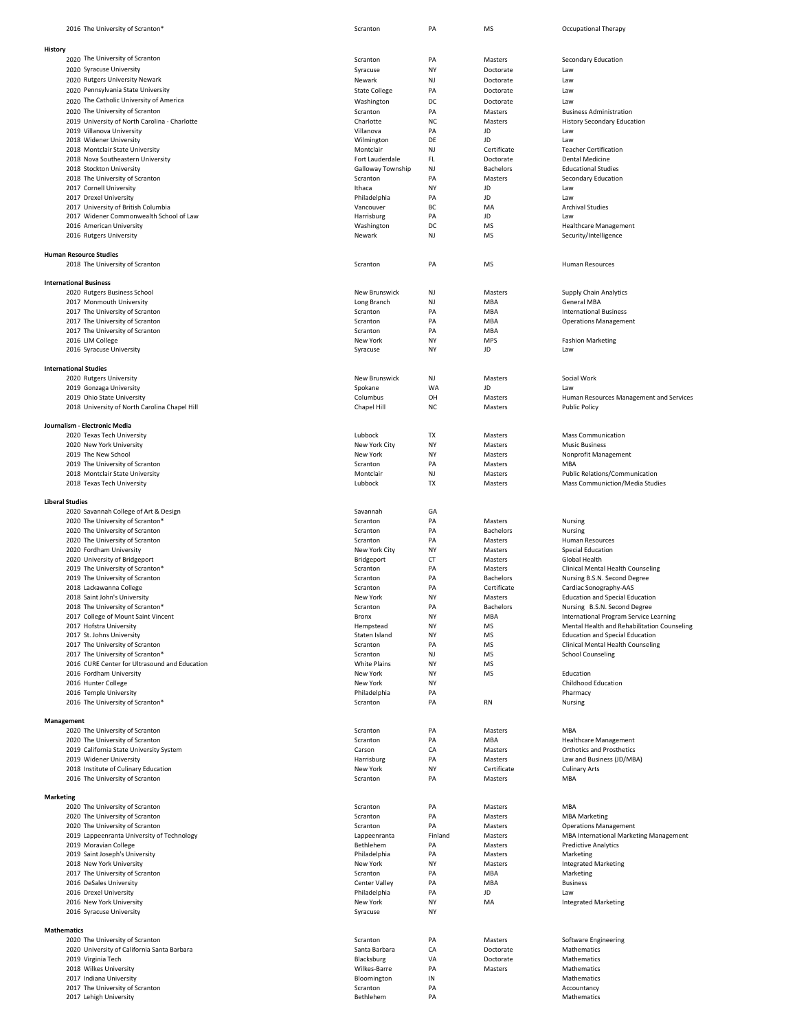| Year | Institution | City | State | Degree | Program |
|---|---|---|---|---|---|
| 2016 | The University of Scranton* | Scranton | PA | MS | Occupational Therapy |

**History**

| Year | Institution | City | State | Degree | Program |
|---|---|---|---|---|---|
| 2020 | The University of Scranton | Scranton | PA | Masters | Secondary Education |
| 2020 | Syracuse University | Syracuse | NY | Doctorate | Law |
| 2020 | Rutgers University Newark | Newark | NJ | Doctorate | Law |
| 2020 | Pennsylvania State University | State College | PA | Doctorate | Law |
| 2020 | The Catholic University of America | Washington | DC | Doctorate | Law |
| 2020 | The University of Scranton | Scranton | PA | Masters | Business Administration |
| 2019 | University of North Carolina - Charlotte | Charlotte | NC | Masters | History Secondary Education |
| 2019 | Villanova University | Villanova | PA | JD | Law |
| 2018 | Widener University | Wilmington | DE | JD | Law |
| 2018 | Montclair State University | Montclair | NJ | Certificate | Teacher Certification |
| 2018 | Nova Southeastern University | Fort Lauderdale | FL | Doctorate | Dental Medicine |
| 2018 | Stockton University | Galloway Township | NJ | Bachelors | Educational Studies |
| 2018 | The University of Scranton | Scranton | PA | Masters | Secondary Education |
| 2017 | Cornell University | Ithaca | NY | JD | Law |
| 2017 | Drexel University | Philadelphia | PA | JD | Law |
| 2017 | University of British Columbia | Vancouver | BC | MA | Archival Studies |
| 2017 | Widener Commonwealth School of Law | Harrisburg | PA | JD | Law |
| 2016 | American University | Washington | DC | MS | Healthcare Management |
| 2016 | Rutgers University | Newark | NJ | MS | Security/Intelligence |

**Human Resource Studies**

| Year | Institution | City | State | Degree | Program |
|---|---|---|---|---|---|
| 2018 | The University of Scranton | Scranton | PA | MS | Human Resources |

**International Business**

| Year | Institution | City | State | Degree | Program |
|---|---|---|---|---|---|
| 2020 | Rutgers Business School | New Brunswick | NJ | Masters | Supply Chain Analytics |
| 2017 | Monmouth University | Long Branch | NJ | MBA | General MBA |
| 2017 | The University of Scranton | Scranton | PA | MBA | International Business |
| 2017 | The University of Scranton | Scranton | PA | MBA | Operations Management |
| 2017 | The University of Scranton | Scranton | PA | MBA | |
| 2016 | LIM College | New York | NY | MPS | Fashion Marketing |
| 2016 | Syracuse University | Syracuse | NY | JD | Law |

**International Studies**

| Year | Institution | City | State | Degree | Program |
|---|---|---|---|---|---|
| 2020 | Rutgers University | New Brunswick | NJ | Masters | Social Work |
| 2019 | Gonzaga University | Spokane | WA | JD | Law |
| 2019 | Ohio State University | Columbus | OH | Masters | Human Resources Management and Services |
| 2018 | University of North Carolina Chapel Hill | Chapel Hill | NC | Masters | Public Policy |

**Journalism - Electronic Media**

| Year | Institution | City | State | Degree | Program |
|---|---|---|---|---|---|
| 2020 | Texas Tech University | Lubbock | TX | Masters | Mass Communication |
| 2020 | New York University | New York City | NY | Masters | Music Business |
| 2019 | The New School | New York | NY | Masters | Nonprofit Management |
| 2019 | The University of Scranton | Scranton | PA | Masters | MBA |
| 2018 | Montclair State University | Montclair | NJ | Masters | Public Relations/Communication |
| 2018 | Texas Tech University | Lubbock | TX | Masters | Mass Communiction/Media Studies |

**Liberal Studies**

| Year | Institution | City | State | Degree | Program |
|---|---|---|---|---|---|
| 2020 | Savannah College of Art & Design | Savannah | GA | | |
| 2020 | The University of Scranton* | Scranton | PA | Masters | Nursing |
| 2020 | The University of Scranton | Scranton | PA | Bachelors | Nursing |
| 2020 | The University of Scranton | Scranton | PA | Masters | Human Resources |
| 2020 | Fordham University | New York City | NY | Masters | Special Education |
| 2020 | University of Bridgeport | Bridgeport | CT | Masters | Global Health |
| 2019 | The University of Scranton* | Scranton | PA | Masters | Clinical Mental Health Counseling |
| 2019 | The University of Scranton | Scranton | PA | Bachelors | Nursing B.S.N. Second Degree |
| 2018 | Lackawanna College | Scranton | PA | Certificate | Cardiac Sonography-AAS |
| 2018 | Saint John's University | New York | NY | Masters | Education and Special Education |
| 2018 | The University of Scranton* | Scranton | PA | Bachelors | Nursing B.S.N. Second Degree |
| 2017 | College of Mount Saint Vincent | Bronx | NY | MBA | International Program Service Learning |
| 2017 | Hofstra University | Hempstead | NY | MS | Mental Health and Rehabilitation Counseling |
| 2017 | St. Johns University | Staten Island | NY | MS | Education and Special Education |
| 2017 | The University of Scranton | Scranton | PA | MS | Clinical Mental Health Counseling |
| 2017 | The University of Scranton* | Scranton | NJ | MS | School Counseling |
| 2016 | CURE Center for Ultrasound and Education | White Plains | NY | MS | |
| 2016 | Fordham University | New York | NY | MS | Education |
| 2016 | Hunter College | New York | NY | | Childhood Education |
| 2016 | Temple University | Philadelphia | PA | | Pharmacy |
| 2016 | The University of Scranton* | Scranton | PA | RN | Nursing |

**Management**

| Year | Institution | City | State | Degree | Program |
|---|---|---|---|---|---|
| 2020 | The University of Scranton | Scranton | PA | Masters | MBA |
| 2020 | The University of Scranton | Scranton | PA | MBA | Healthcare Management |
| 2019 | California State University System | Carson | CA | Masters | Orthotics and Prosthetics |
| 2019 | Widener University | Harrisburg | PA | Masters | Law and Business (JD/MBA) |
| 2018 | Institute of Culinary Education | New York | NY | Certificate | Culinary Arts |
| 2016 | The University of Scranton | Scranton | PA | Masters | MBA |

**Marketing**

| Year | Institution | City | State | Degree | Program |
|---|---|---|---|---|---|
| 2020 | The University of Scranton | Scranton | PA | Masters | MBA |
| 2020 | The University of Scranton | Scranton | PA | Masters | MBA Marketing |
| 2020 | The University of Scranton | Scranton | PA | Masters | Operations Management |
| 2019 | Lappeenranta University of Technology | Lappeenranta | Finland | Masters | MBA International Marketing Management |
| 2019 | Moravian College | Bethlehem | PA | Masters | Predictive Analytics |
| 2019 | Saint Joseph's University | Philadelphia | PA | Masters | Marketing |
| 2018 | New York University | New York | NY | Masters | Integrated Marketing |
| 2017 | The University of Scranton | Scranton | PA | MBA | Marketing |
| 2016 | DeSales University | Center Valley | PA | MBA | Business |
| 2016 | Drexel University | Philadelphia | PA | JD | Law |
| 2016 | New York University | New York | NY | MA | Integrated Marketing |
| 2016 | Syracuse University | Syracuse | NY | | |

**Mathematics**

| Year | Institution | City | State | Degree | Program |
|---|---|---|---|---|---|
| 2020 | The University of Scranton | Scranton | PA | Masters | Software Engineering |
| 2020 | University of California Santa Barbara | Santa Barbara | CA | Doctorate | Mathematics |
| 2019 | Virginia Tech | Blacksburg | VA | Doctorate | Mathematics |
| 2018 | Wilkes University | Wilkes-Barre | PA | Masters | Mathematics |
| 2017 | Indiana University | Bloomington | IN | | Mathematics |
| 2017 | The University of Scranton | Scranton | PA | | Accountancy |
| 2017 | Lehigh University | Bethlehem | PA | | Mathematics |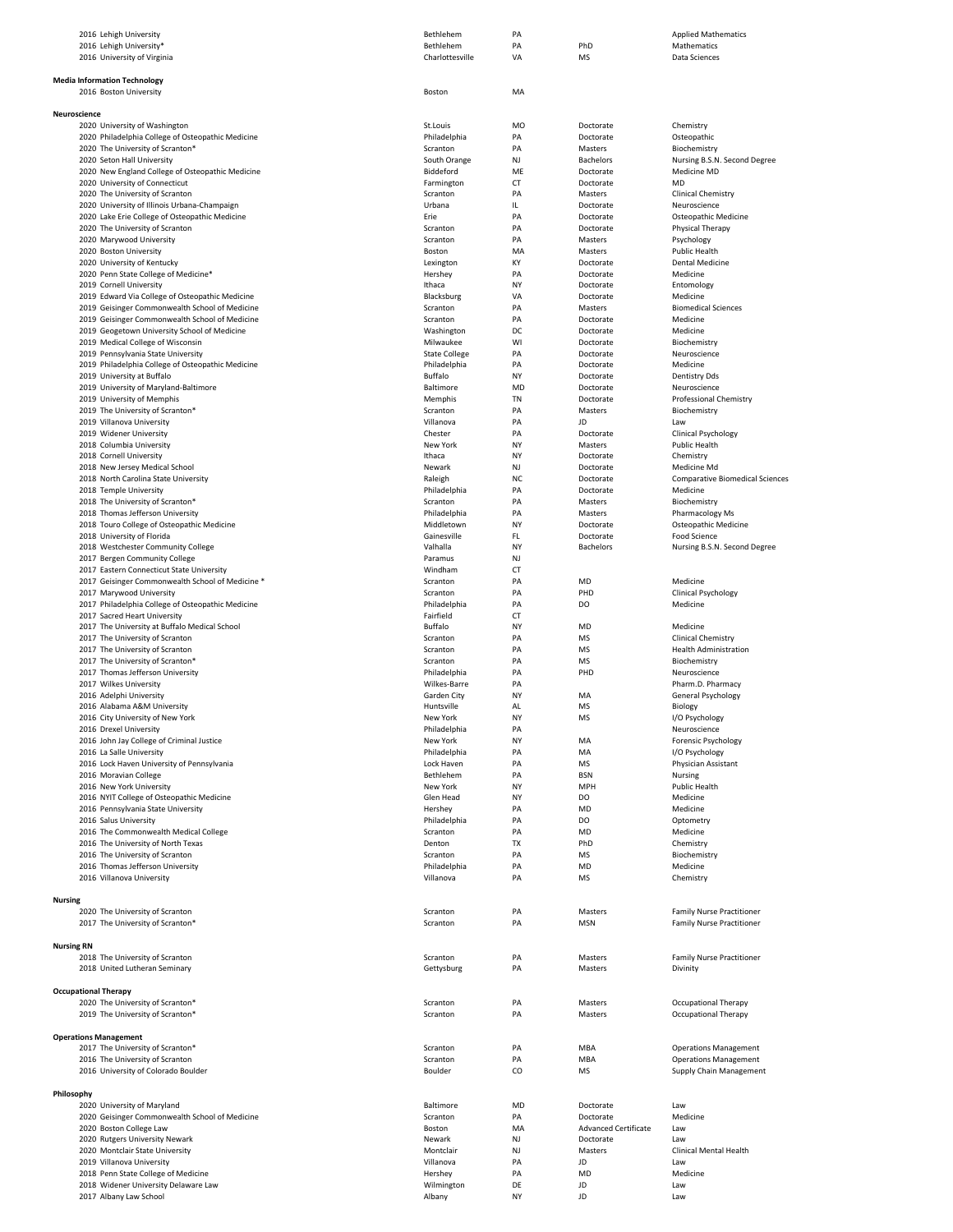| Year | Institution | City | State | Degree | Program |
|---|---|---|---|---|---|
| 2016 | Lehigh University | Bethlehem | PA | | Applied Mathematics |
| 2016 | Lehigh University* | Bethlehem | PA | PhD | Mathematics |
| 2016 | University of Virginia | Charlottesville | VA | MS | Data Sciences |

**Media Information Technology**

| Year | Institution | City | State | Degree | Program |
|---|---|---|---|---|---|
| 2016 | Boston University | Boston | MA | | |

**Neuroscience**

| Year | Institution | City | State | Degree | Program |
|---|---|---|---|---|---|
| 2020 | University of Washington | St.Louis | MO | Doctorate | Chemistry |
| 2020 | Philadelphia College of Osteopathic Medicine | Philadelphia | PA | Doctorate | Osteopathic |
| 2020 | The University of Scranton* | Scranton | PA | Masters | Biochemistry |
| 2020 | Seton Hall University | South Orange | NJ | Bachelors | Nursing B.S.N. Second Degree |
| 2020 | New England College of Osteopathic Medicine | Biddeford | ME | Doctorate | Medicine MD |
| 2020 | University of Connecticut | Farmington | CT | Doctorate | MD |
| 2020 | The University of Scranton | Scranton | PA | Masters | Clinical Chemistry |
| 2020 | University of Illinois Urbana-Champaign | Urbana | IL | Doctorate | Neuroscience |
| 2020 | Lake Erie College of Osteopathic Medicine | Erie | PA | Doctorate | Osteopathic Medicine |
| 2020 | The University of Scranton | Scranton | PA | Doctorate | Physical Therapy |
| 2020 | Marywood University | Scranton | PA | Masters | Psychology |
| 2020 | Boston University | Boston | MA | Masters | Public Health |
| 2020 | University of Kentucky | Lexington | KY | Doctorate | Dental Medicine |
| 2020 | Penn State College of Medicine* | Hershey | PA | Doctorate | Medicine |
| 2019 | Cornell University | Ithaca | NY | Doctorate | Entomology |
| 2019 | Edward Via College of Osteopathic Medicine | Blacksburg | VA | Doctorate | Medicine |
| 2019 | Geisinger Commonwealth School of Medicine | Scranton | PA | Masters | Biomedical Sciences |
| 2019 | Geisinger Commonwealth School of Medicine | Scranton | PA | Doctorate | Medicine |
| 2019 | Geogetown University School of Medicine | Washington | DC | Doctorate | Medicine |
| 2019 | Medical College of Wisconsin | Milwaukee | WI | Doctorate | Biochemistry |
| 2019 | Pennsylvania State University | State College | PA | Doctorate | Neuroscience |
| 2019 | Philadelphia College of Osteopathic Medicine | Philadelphia | PA | Doctorate | Medicine |
| 2019 | University at Buffalo | Buffalo | NY | Doctorate | Dentistry Dds |
| 2019 | University of Maryland-Baltimore | Baltimore | MD | Doctorate | Neuroscience |
| 2019 | University of Memphis | Memphis | TN | Doctorate | Professional Chemistry |
| 2019 | The University of Scranton* | Scranton | PA | Masters | Biochemistry |
| 2019 | Villanova University | Villanova | PA | JD | Law |
| 2019 | Widener University | Chester | PA | Doctorate | Clinical Psychology |
| 2018 | Columbia University | New York | NY | Masters | Public Health |
| 2018 | Cornell University | Ithaca | NY | Doctorate | Chemistry |
| 2018 | New Jersey Medical School | Newark | NJ | Doctorate | Medicine Md |
| 2018 | North Carolina State University | Raleigh | NC | Doctorate | Comparative Biomedical Sciences |
| 2018 | Temple University | Philadelphia | PA | Doctorate | Medicine |
| 2018 | The University of Scranton* | Scranton | PA | Masters | Biochemistry |
| 2018 | Thomas Jefferson University | Philadelphia | PA | Masters | Pharmacology Ms |
| 2018 | Touro College of Osteopathic Medicine | Middletown | NY | Doctorate | Osteopathic Medicine |
| 2018 | University of Florida | Gainesville | FL | Doctorate | Food Science |
| 2018 | Westchester Community College | Valhalla | NY | Bachelors | Nursing B.S.N. Second Degree |
| 2017 | Bergen Community College | Paramus | NJ | | |
| 2017 | Eastern Connecticut State University | Windham | CT | | |
| 2017 | Geisinger Commonwealth School of Medicine * | Scranton | PA | MD | Medicine |
| 2017 | Marywood University | Scranton | PA | PHD | Clinical Psychology |
| 2017 | Philadelphia College of Osteopathic Medicine | Philadelphia | PA | DO | Medicine |
| 2017 | Sacred Heart University | Fairfield | CT | | |
| 2017 | The University at Buffalo Medical School | Buffalo | NY | MD | Medicine |
| 2017 | The University of Scranton | Scranton | PA | MS | Clinical Chemistry |
| 2017 | The University of Scranton | Scranton | PA | MS | Health Administration |
| 2017 | The University of Scranton* | Scranton | PA | MS | Biochemistry |
| 2017 | Thomas Jefferson University | Philadelphia | PA | PHD | Neuroscience |
| 2017 | Wilkes University | Wilkes-Barre | PA | | Pharm.D. Pharmacy |
| 2016 | Adelphi University | Garden City | NY | MA | General Psychology |
| 2016 | Alabama A&M University | Huntsville | AL | MS | Biology |
| 2016 | City University of New York | New York | NY | MS | I/O Psychology |
| 2016 | Drexel University | Philadelphia | PA | | Neuroscience |
| 2016 | John Jay College of Criminal Justice | New York | NY | MA | Forensic Psychology |
| 2016 | La Salle University | Philadelphia | PA | MA | I/O Psychology |
| 2016 | Lock Haven University of Pennsylvania | Lock Haven | PA | MS | Physician Assistant |
| 2016 | Moravian College | Bethlehem | PA | BSN | Nursing |
| 2016 | New York University | New York | NY | MPH | Public Health |
| 2016 | NYIT College of Osteopathic Medicine | Glen Head | NY | DO | Medicine |
| 2016 | Pennsylvania State University | Hershey | PA | MD | Medicine |
| 2016 | Salus University | Philadelphia | PA | DO | Optometry |
| 2016 | The Commonwealth Medical College | Scranton | PA | MD | Medicine |
| 2016 | The University of North Texas | Denton | TX | PhD | Chemistry |
| 2016 | The University of Scranton | Scranton | PA | MS | Biochemistry |
| 2016 | Thomas Jefferson University | Philadelphia | PA | MD | Medicine |
| 2016 | Villanova University | Villanova | PA | MS | Chemistry |

**Nursing**

| Year | Institution | City | State | Degree | Program |
|---|---|---|---|---|---|
| 2020 | The University of Scranton | Scranton | PA | Masters | Family Nurse Practitioner |
| 2017 | The University of Scranton* | Scranton | PA | MSN | Family Nurse Practitioner |

**Nursing RN**

| Year | Institution | City | State | Degree | Program |
|---|---|---|---|---|---|
| 2018 | The University of Scranton | Scranton | PA | Masters | Family Nurse Practitioner |
| 2018 | United Lutheran Seminary | Gettysburg | PA | Masters | Divinity |

**Occupational Therapy**

| Year | Institution | City | State | Degree | Program |
|---|---|---|---|---|---|
| 2020 | The University of Scranton* | Scranton | PA | Masters | Occupational Therapy |
| 2019 | The University of Scranton* | Scranton | PA | Masters | Occupational Therapy |

**Operations Management**

| Year | Institution | City | State | Degree | Program |
|---|---|---|---|---|---|
| 2017 | The University of Scranton* | Scranton | PA | MBA | Operations Management |
| 2016 | The University of Scranton | Scranton | PA | MBA | Operations Management |
| 2016 | University of Colorado Boulder | Boulder | CO | MS | Supply Chain Management |

**Philosophy**

| Year | Institution | City | State | Degree | Program |
|---|---|---|---|---|---|
| 2020 | University of Maryland | Baltimore | MD | Doctorate | Law |
| 2020 | Geisinger Commonwealth School of Medicine | Scranton | PA | Doctorate | Medicine |
| 2020 | Boston College Law | Boston | MA | Advanced Certificate | Law |
| 2020 | Rutgers University Newark | Newark | NJ | Doctorate | Law |
| 2020 | Montclair State University | Montclair | NJ | Masters | Clinical Mental Health |
| 2019 | Villanova University | Villanova | PA | JD | Law |
| 2018 | Penn State College of Medicine | Hershey | PA | MD | Medicine |
| 2018 | Widener University Delaware Law | Wilmington | DE | JD | Law |
| 2017 | Albany Law School | Albany | NY | JD | Law |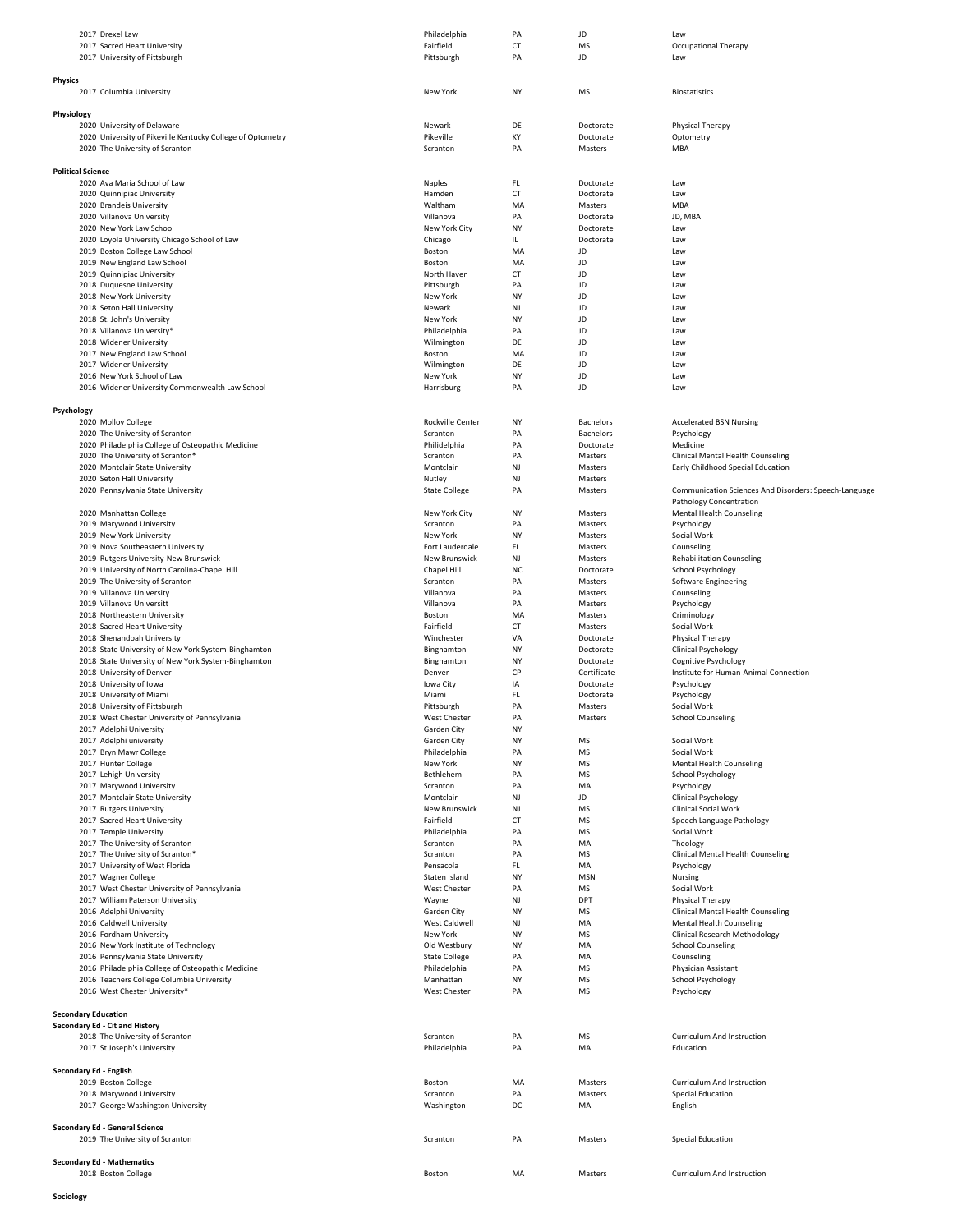| | | | | |
|---|---|---|---|---|
| 2017 Drexel Law | Philadelphia | PA | JD | Law |
| 2017 Sacred Heart University | Fairfield | CT | MS | Occupational Therapy |
| 2017 University of Pittsburgh | Pittsburgh | PA | JD | Law |
| **Physics** | | | | |
| 2017 Columbia University | New York | NY | MS | Biostatistics |
| **Physiology** | | | | |
| 2020 University of Delaware | Newark | DE | Doctorate | Physical Therapy |
| 2020 University of Pikeville Kentucky College of Optometry | Pikeville | KY | Doctorate | Optometry |
| 2020 The University of Scranton | Scranton | PA | Masters | MBA |
| **Political Science** | | | | |
| 2020 Ava Maria School of Law | Naples | FL | Doctorate | Law |
| 2020 Quinnipiac University | Hamden | CT | Doctorate | Law |
| 2020 Brandeis University | Waltham | MA | Masters | MBA |
| 2020 Villanova University | Villanova | PA | Doctorate | JD, MBA |
| 2020 New York Law School | New York City | NY | Doctorate | Law |
| 2020 Loyola University Chicago School of Law | Chicago | IL | Doctorate | Law |
| 2019 Boston College Law School | Boston | MA | JD | Law |
| 2019 New England Law School | Boston | MA | JD | Law |
| 2019 Quinnipiac University | North Haven | CT | JD | Law |
| 2018 Duquesne University | Pittsburgh | PA | JD | Law |
| 2018 New York University | New York | NY | JD | Law |
| 2018 Seton Hall University | Newark | NJ | JD | Law |
| 2018 St. John's University | New York | NY | JD | Law |
| 2018 Villanova University* | Philadelphia | PA | JD | Law |
| 2018 Widener University | Wilmington | DE | JD | Law |
| 2017 New England Law School | Boston | MA | JD | Law |
| 2017 Widener University | Wilmington | DE | JD | Law |
| 2016 New York School of Law | New York | NY | JD | Law |
| 2016 Widener University Commonwealth Law School | Harrisburg | PA | JD | Law |
| **Psychology** | | | | |
| 2020 Molloy College | Rockville Center | NY | Bachelors | Accelerated BSN Nursing |
| 2020 The University of Scranton | Scranton | PA | Bachelors | Psychology |
| 2020 Philadelphia College of Osteopathic Medicine | Philidelphia | PA | Doctorate | Medicine |
| 2020 The University of Scranton* | Scranton | PA | Masters | Clinical Mental Health Counseling |
| 2020 Montclair State University | Montclair | NJ | Masters | Early Childhood Special Education |
| 2020 Seton Hall University | Nutley | NJ | Masters | |
| 2020 Pennsylvania State University | State College | PA | Masters | Communication Sciences And Disorders: Speech-Language Pathology Concentration |
| 2020 Manhattan College | New York City | NY | Masters | Mental Health Counseling |
| 2019 Marywood University | Scranton | PA | Masters | Psychology |
| 2019 New York University | New York | NY | Masters | Social Work |
| 2019 Nova Southeastern University | Fort Lauderdale | FL | Masters | Counseling |
| 2019 Rutgers University-New Brunswick | New Brunswick | NJ | Masters | Rehabilitation Counseling |
| 2019 University of North Carolina-Chapel Hill | Chapel Hill | NC | Doctorate | School Psychology |
| 2019 The University of Scranton | Scranton | PA | Masters | Software Engineering |
| 2019 Villanova University | Villanova | PA | Masters | Counseling |
| 2019 Villanova Universitt | Villanova | PA | Masters | Psychology |
| 2018 Northeastern University | Boston | MA | Masters | Criminology |
| 2018 Sacred Heart University | Fairfield | CT | Masters | Social Work |
| 2018 Shenandoah University | Winchester | VA | Doctorate | Physical Therapy |
| 2018 State University of New York System-Binghamton | Binghamton | NY | Doctorate | Clinical Psychology |
| 2018 State University of New York System-Binghamton | Binghamton | NY | Doctorate | Cognitive Psychology |
| 2018 University of Denver | Denver | CP | Certificate | Institute for Human-Animal Connection |
| 2018 University of Iowa | Iowa City | IA | Doctorate | Psychology |
| 2018 University of Miami | Miami | FL | Doctorate | Psychology |
| 2018 University of Pittsburgh | Pittsburgh | PA | Masters | Social Work |
| 2018 West Chester University of Pennsylvania | West Chester | PA | Masters | School Counseling |
| 2017 Adelphi University | Garden City | NY | | |
| 2017 Adelphi university | Garden City | NY | MS | Social Work |
| 2017 Bryn Mawr College | Philadelphia | PA | MS | Social Work |
| 2017 Hunter College | New York | NY | MS | Mental Health Counseling |
| 2017 Lehigh University | Bethlehem | PA | MS | School Psychology |
| 2017 Marywood University | Scranton | PA | MA | Psychology |
| 2017 Montclair State University | Montclair | NJ | JD | Clinical Psychology |
| 2017 Rutgers University | New Brunswick | NJ | MS | Clinical Social Work |
| 2017 Sacred Heart University | Fairfield | CT | MS | Speech Language Pathology |
| 2017 Temple University | Philadelphia | PA | MS | Social Work |
| 2017 The University of Scranton | Scranton | PA | MA | Theology |
| 2017 The University of Scranton* | Scranton | PA | MS | Clinical Mental Health Counseling |
| 2017 University of West Florida | Pensacola | FL | MA | Psychology |
| 2017 Wagner College | Staten Island | NY | MSN | Nursing |
| 2017 West Chester University of Pennsylvania | West Chester | PA | MS | Social Work |
| 2017 William Paterson University | Wayne | NJ | DPT | Physical Therapy |
| 2016 Adelphi University | Garden City | NY | MS | Clinical Mental Health Counseling |
| 2016 Caldwell University | West Caldwell | NJ | MA | Mental Health Counseling |
| 2016 Fordham University | New York | NY | MS | Clinical Research Methodology |
| 2016 New York Institute of Technology | Old Westbury | NY | MA | School Counseling |
| 2016 Pennsylvania State University | State College | PA | MA | Counseling |
| 2016 Philadelphia College of Osteopathic Medicine | Philadelphia | PA | MS | Physician Assistant |
| 2016 Teachers College Columbia University | Manhattan | NY | MS | School Psychology |
| 2016 West Chester University* | West Chester | PA | MS | Psychology |
| **Secondary Education** | | | | |
| **Secondary Ed - Cit and History** | | | | |
| 2018 The University of Scranton | Scranton | PA | MS | Curriculum And Instruction |
| 2017 St Joseph's University | Philadelphia | PA | MA | Education |
| **Secondary Ed - English** | | | | |
| 2019 Boston College | Boston | MA | Masters | Curriculum And Instruction |
| 2018 Marywood University | Scranton | PA | Masters | Special Education |
| 2017 George Washington University | Washington | DC | MA | English |
| **Secondary Ed - General Science** | | | | |
| 2019 The University of Scranton | Scranton | PA | Masters | Special Education |
| **Secondary Ed - Mathematics** | | | | |
| 2018 Boston College | Boston | MA | Masters | Curriculum And Instruction |
| **Sociology** | | | | |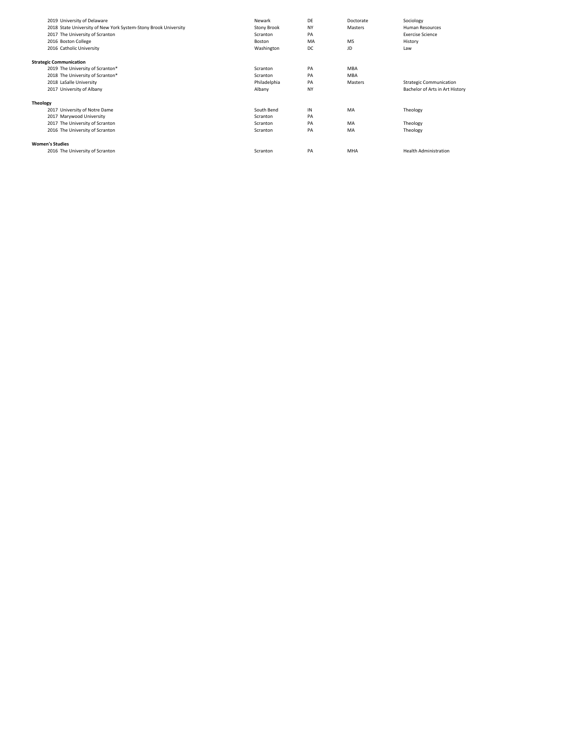| | | | | | |
|---|---|---|---|---|---|
| 2019 | University of Delaware | Newark | DE | Doctorate | Sociology |
| 2018 | State University of New York System-Stony Brook University | Stony Brook | NY | Masters | Human Resources |
| 2017 | The University of Scranton | Scranton | PA | | Exercise Science |
| 2016 | Boston College | Boston | MA | MS | History |
| 2016 | Catholic University | Washington | DC | JD | Law |
| **Strategic Communication** | | | | | |
| 2019 | The University of Scranton* | Scranton | PA | MBA | |
| 2018 | The University of Scranton* | Scranton | PA | MBA | |
| 2018 | LaSalle University | Philadelphia | PA | Masters | Strategic Communication |
| 2017 | University of Albany | Albany | NY | | Bachelor of Arts in Art History |
| **Theology** | | | | | |
| 2017 | University of Notre Dame | South Bend | IN | MA | Theology |
| 2017 | Marywood University | Scranton | PA | | |
| 2017 | The University of Scranton | Scranton | PA | MA | Theology |
| 2016 | The University of Scranton | Scranton | PA | MA | Theology |
| **Women's Studies** | | | | | |
| 2016 | The University of Scranton | Scranton | PA | MHA | Health Administration |